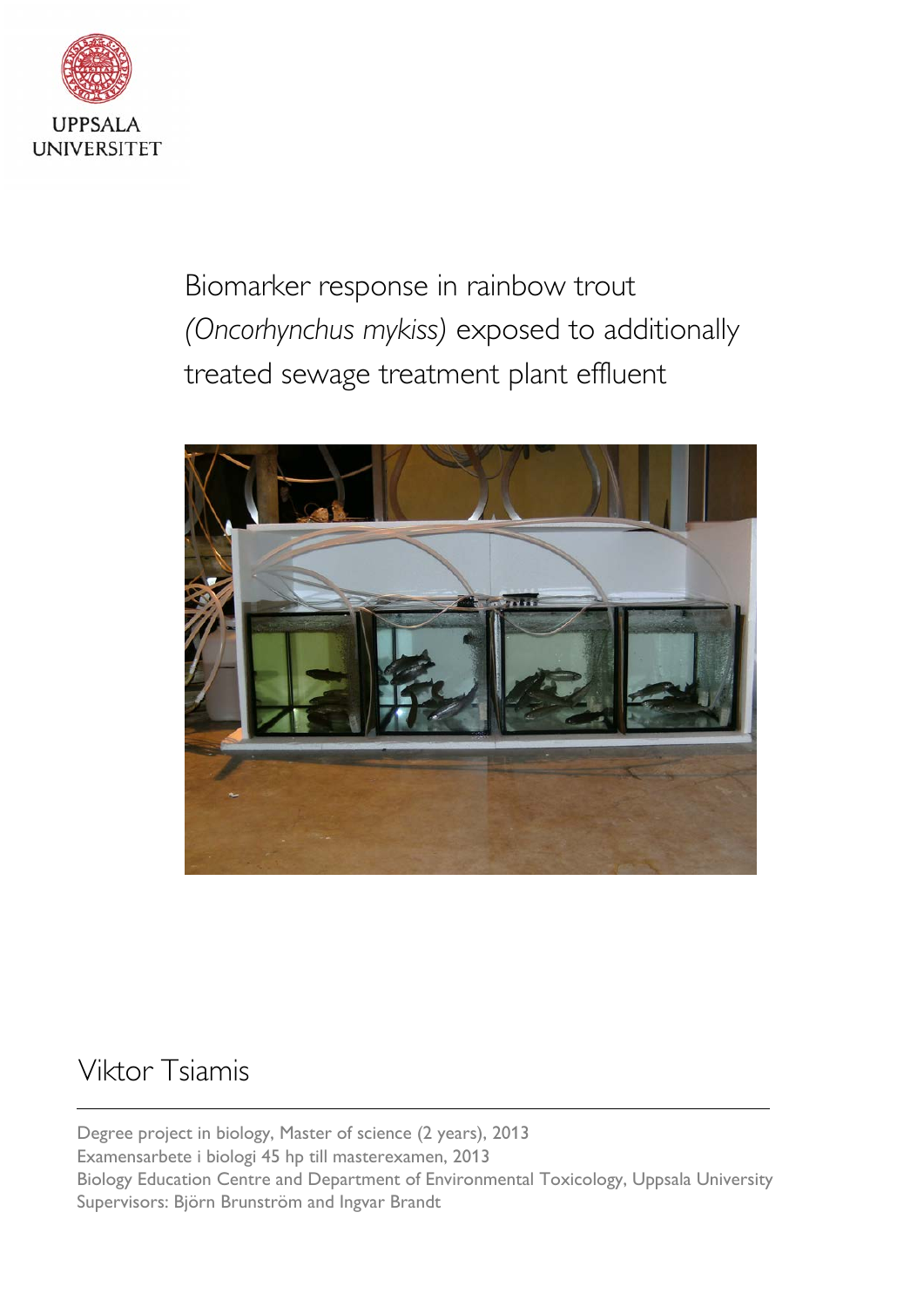UPPSALA
UNIVERSITET

# Biomarker response in rainbow trout *(Oncorhynchus mykiss)* exposed to additionally treated sewage treatment plant effluent

Viktor Tsiamis

---

Degree project in biology, Master of science (2 years), 2013
Examensarbete i biologi 45 hp till masterexamen, 2013
Biology Education Centre and Department of Environmental Toxicology, Uppsala University
Supervisors: Björn Brunström and Ingvar Brandt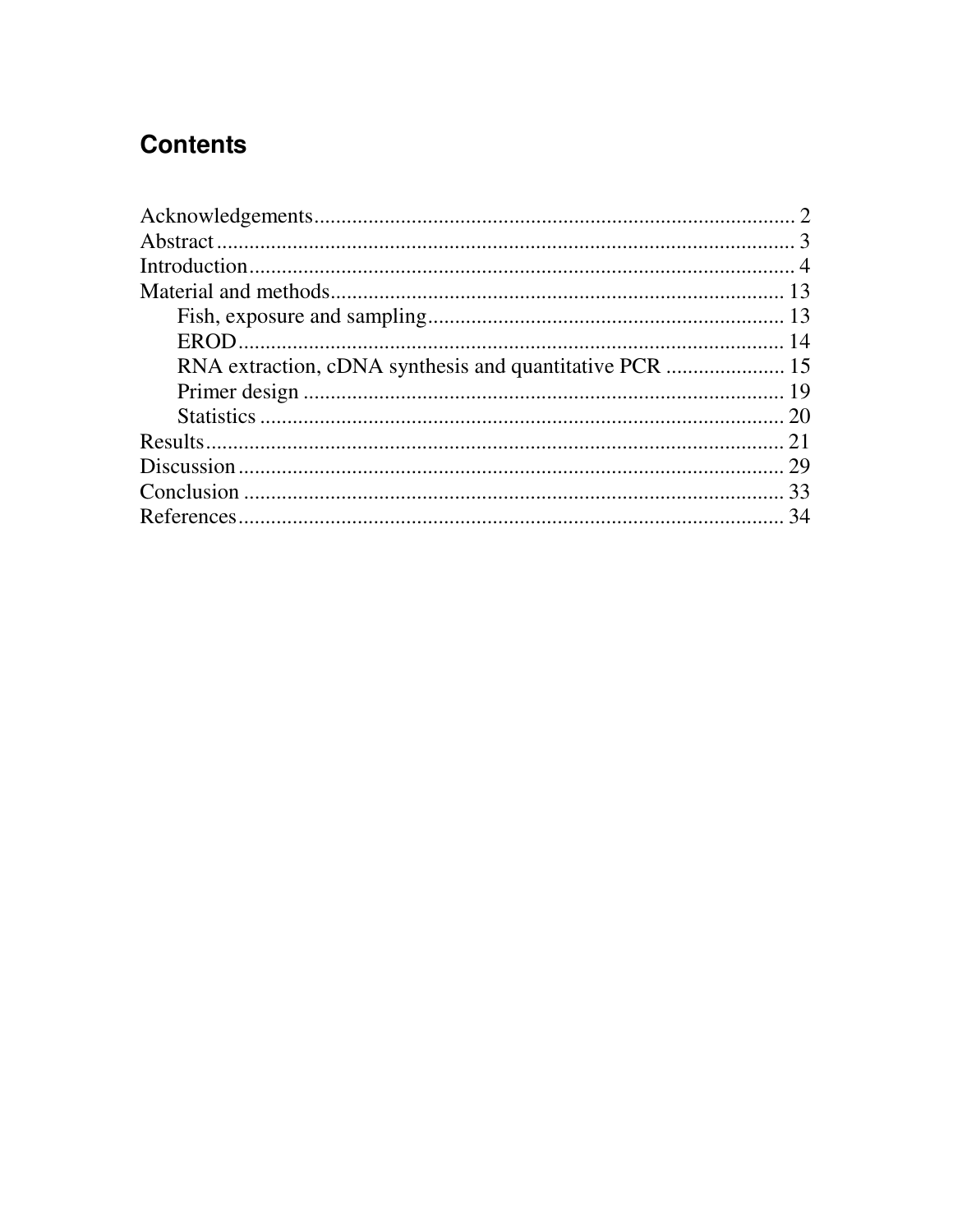# Contents

Acknowledgements .......................................................................................... 2
Abstract ........................................................................................................ 3
Introduction .................................................................................................. 4
Material and methods .................................................................................. 13
    Fish, exposure and sampling ................................................................. 13
    EROD ..................................................................................................... 14
    RNA extraction, cDNA synthesis and quantitative PCR ...................... 15
    Primer design ........................................................................................ 19
    Statistics ................................................................................................ 20
Results ......................................................................................................... 21
Discussion ................................................................................................... 29
Conclusion .................................................................................................. 33
References ................................................................................................... 34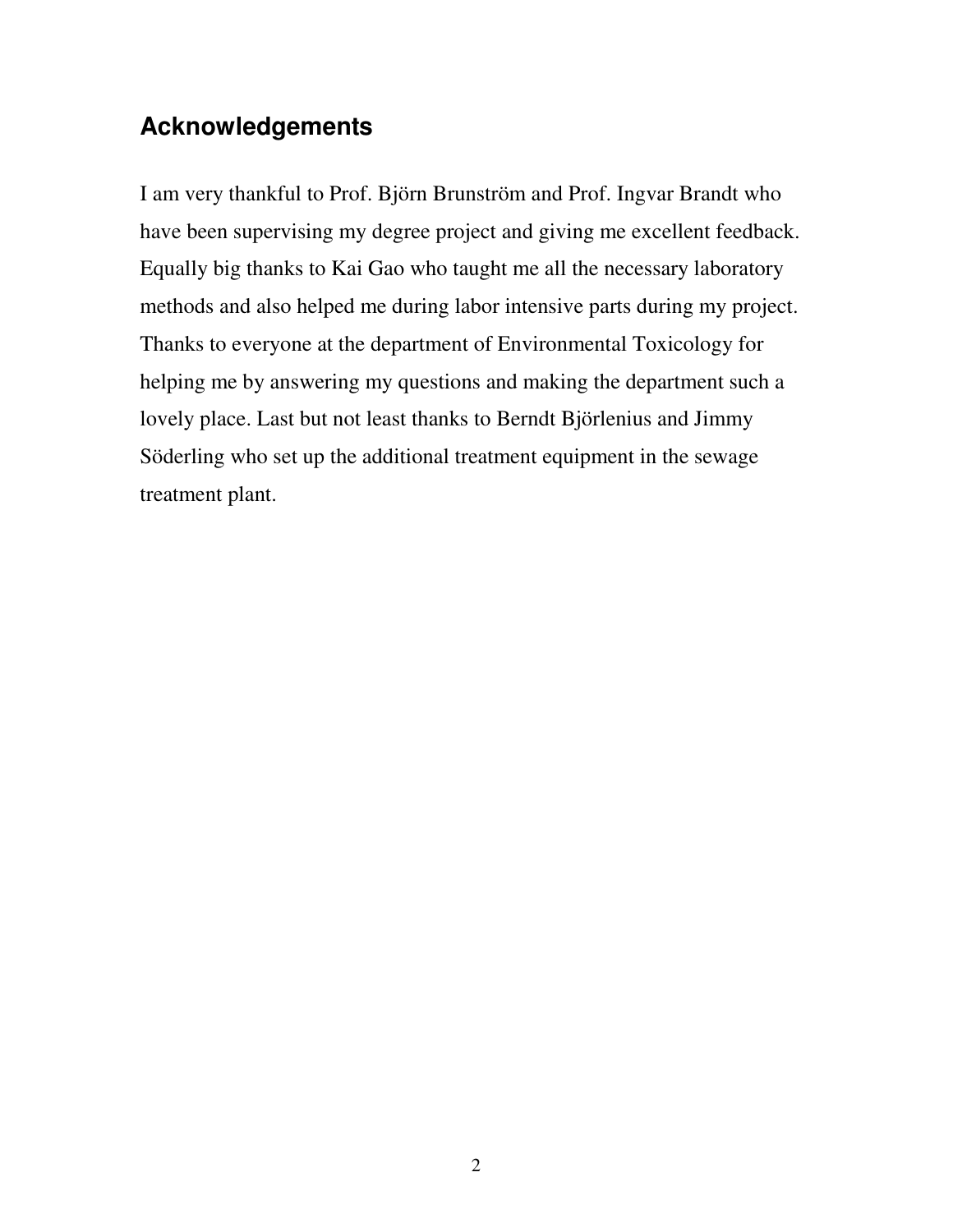## Acknowledgements

I am very thankful to Prof. Björn Brunström and Prof. Ingvar Brandt who have been supervising my degree project and giving me excellent feedback. Equally big thanks to Kai Gao who taught me all the necessary laboratory methods and also helped me during labor intensive parts during my project. Thanks to everyone at the department of Environmental Toxicology for helping me by answering my questions and making the department such a lovely place. Last but not least thanks to Berndt Björlenius and Jimmy Söderling who set up the additional treatment equipment in the sewage treatment plant.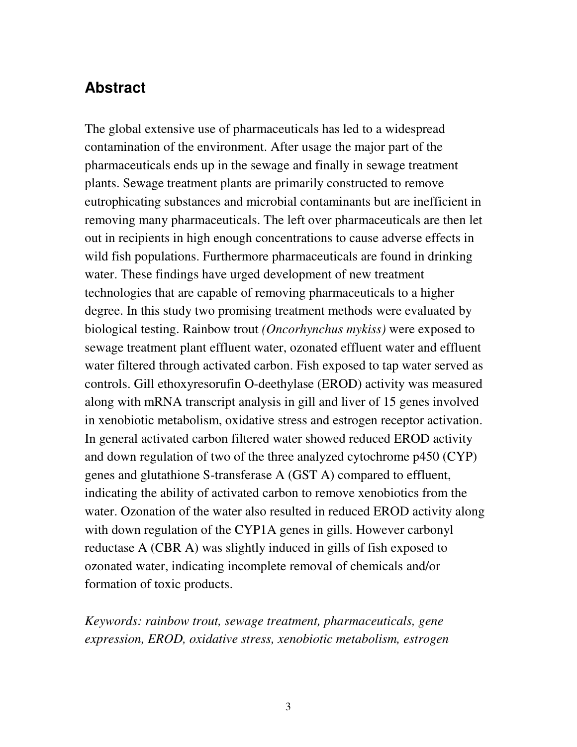## Abstract

The global extensive use of pharmaceuticals has led to a widespread contamination of the environment. After usage the major part of the pharmaceuticals ends up in the sewage and finally in sewage treatment plants. Sewage treatment plants are primarily constructed to remove eutrophicating substances and microbial contaminants but are inefficient in removing many pharmaceuticals. The left over pharmaceuticals are then let out in recipients in high enough concentrations to cause adverse effects in wild fish populations. Furthermore pharmaceuticals are found in drinking water. These findings have urged development of new treatment technologies that are capable of removing pharmaceuticals to a higher degree. In this study two promising treatment methods were evaluated by biological testing. Rainbow trout *(Oncorhynchus mykiss)* were exposed to sewage treatment plant effluent water, ozonated effluent water and effluent water filtered through activated carbon. Fish exposed to tap water served as controls. Gill ethoxyresorufin O-deethylase (EROD) activity was measured along with mRNA transcript analysis in gill and liver of 15 genes involved in xenobiotic metabolism, oxidative stress and estrogen receptor activation. In general activated carbon filtered water showed reduced EROD activity and down regulation of two of the three analyzed cytochrome p450 (CYP) genes and glutathione S-transferase A (GST A) compared to effluent, indicating the ability of activated carbon to remove xenobiotics from the water. Ozonation of the water also resulted in reduced EROD activity along with down regulation of the CYP1A genes in gills. However carbonyl reductase A (CBR A) was slightly induced in gills of fish exposed to ozonated water, indicating incomplete removal of chemicals and/or formation of toxic products.

*Keywords: rainbow trout, sewage treatment, pharmaceuticals, gene expression, EROD, oxidative stress, xenobiotic metabolism, estrogen*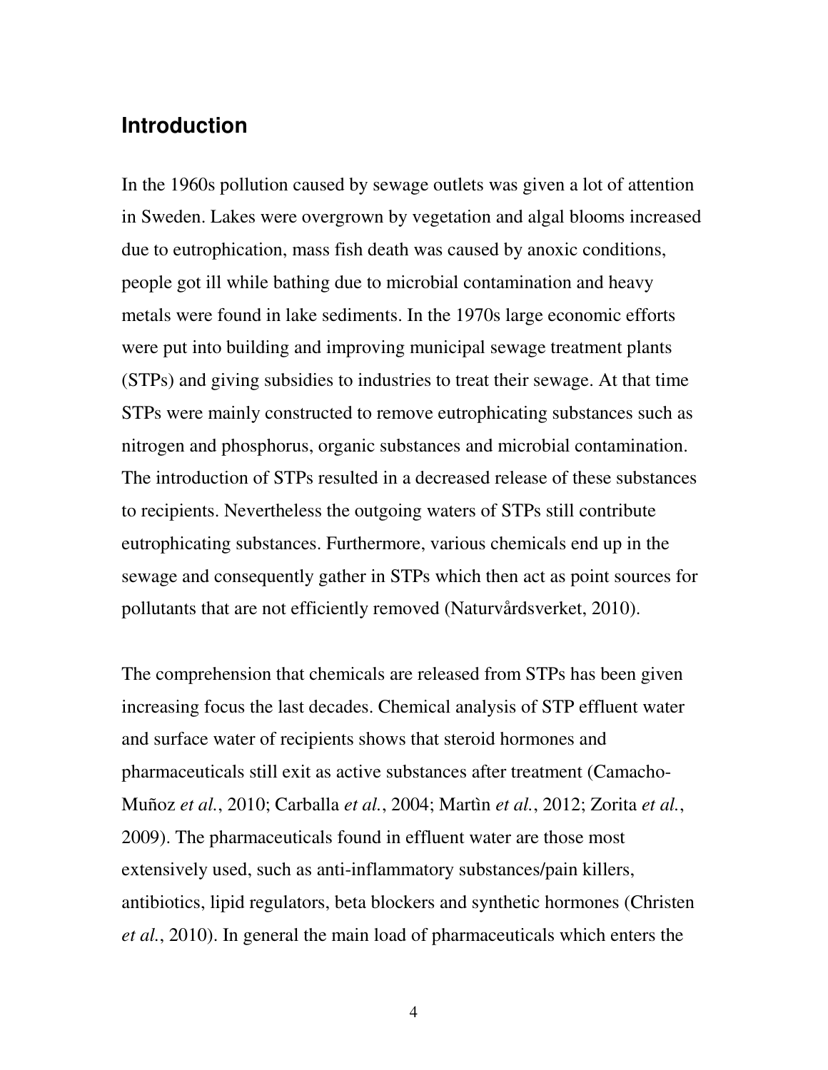## Introduction

In the 1960s pollution caused by sewage outlets was given a lot of attention in Sweden. Lakes were overgrown by vegetation and algal blooms increased due to eutrophication, mass fish death was caused by anoxic conditions, people got ill while bathing due to microbial contamination and heavy metals were found in lake sediments. In the 1970s large economic efforts were put into building and improving municipal sewage treatment plants (STPs) and giving subsidies to industries to treat their sewage. At that time STPs were mainly constructed to remove eutrophicating substances such as nitrogen and phosphorus, organic substances and microbial contamination. The introduction of STPs resulted in a decreased release of these substances to recipients. Nevertheless the outgoing waters of STPs still contribute eutrophicating substances. Furthermore, various chemicals end up in the sewage and consequently gather in STPs which then act as point sources for pollutants that are not efficiently removed (Naturvårdsverket, 2010).

The comprehension that chemicals are released from STPs has been given increasing focus the last decades. Chemical analysis of STP effluent water and surface water of recipients shows that steroid hormones and pharmaceuticals still exit as active substances after treatment (Camacho-Muñoz *et al.*, 2010; Carballa *et al.*, 2004; Martìn *et al.*, 2012; Zorita *et al.*, 2009). The pharmaceuticals found in effluent water are those most extensively used, such as anti-inflammatory substances/pain killers, antibiotics, lipid regulators, beta blockers and synthetic hormones (Christen *et al.*, 2010). In general the main load of pharmaceuticals which enters the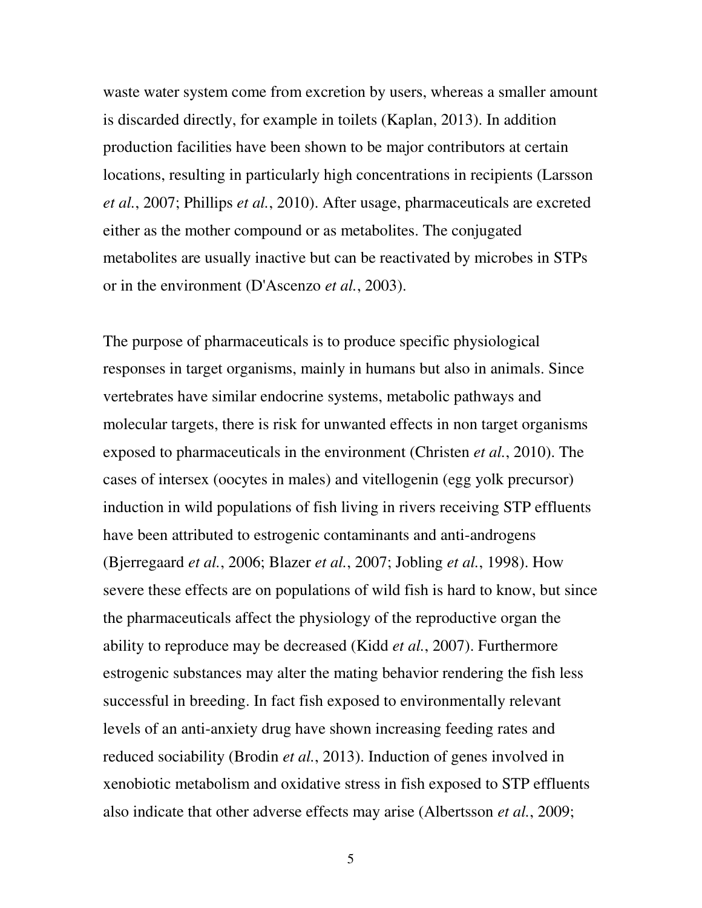waste water system come from excretion by users, whereas a smaller amount is discarded directly, for example in toilets (Kaplan, 2013). In addition production facilities have been shown to be major contributors at certain locations, resulting in particularly high concentrations in recipients (Larsson *et al.*, 2007; Phillips *et al.*, 2010). After usage, pharmaceuticals are excreted either as the mother compound or as metabolites. The conjugated metabolites are usually inactive but can be reactivated by microbes in STPs or in the environment (D'Ascenzo *et al.*, 2003).

The purpose of pharmaceuticals is to produce specific physiological responses in target organisms, mainly in humans but also in animals. Since vertebrates have similar endocrine systems, metabolic pathways and molecular targets, there is risk for unwanted effects in non target organisms exposed to pharmaceuticals in the environment (Christen *et al.*, 2010). The cases of intersex (oocytes in males) and vitellogenin (egg yolk precursor) induction in wild populations of fish living in rivers receiving STP effluents have been attributed to estrogenic contaminants and anti-androgens (Bjerregaard *et al.*, 2006; Blazer *et al.*, 2007; Jobling *et al.*, 1998). How severe these effects are on populations of wild fish is hard to know, but since the pharmaceuticals affect the physiology of the reproductive organ the ability to reproduce may be decreased (Kidd *et al.*, 2007). Furthermore estrogenic substances may alter the mating behavior rendering the fish less successful in breeding. In fact fish exposed to environmentally relevant levels of an anti-anxiety drug have shown increasing feeding rates and reduced sociability (Brodin *et al.*, 2013). Induction of genes involved in xenobiotic metabolism and oxidative stress in fish exposed to STP effluents also indicate that other adverse effects may arise (Albertsson *et al.*, 2009;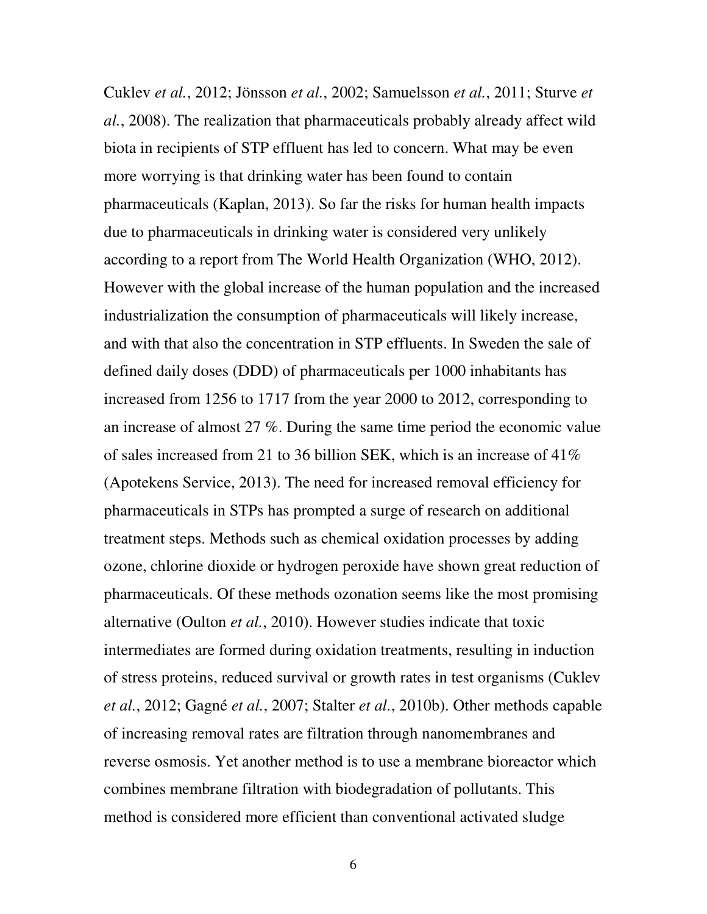Cuklev *et al.*, 2012; Jönsson *et al.*, 2002; Samuelsson *et al.*, 2011; Sturve *et al.*, 2008). The realization that pharmaceuticals probably already affect wild biota in recipients of STP effluent has led to concern. What may be even more worrying is that drinking water has been found to contain pharmaceuticals (Kaplan, 2013). So far the risks for human health impacts due to pharmaceuticals in drinking water is considered very unlikely according to a report from The World Health Organization (WHO, 2012). However with the global increase of the human population and the increased industrialization the consumption of pharmaceuticals will likely increase, and with that also the concentration in STP effluents. In Sweden the sale of defined daily doses (DDD) of pharmaceuticals per 1000 inhabitants has increased from 1256 to 1717 from the year 2000 to 2012, corresponding to an increase of almost 27 %. During the same time period the economic value of sales increased from 21 to 36 billion SEK, which is an increase of 41% (Apotekens Service, 2013). The need for increased removal efficiency for pharmaceuticals in STPs has prompted a surge of research on additional treatment steps. Methods such as chemical oxidation processes by adding ozone, chlorine dioxide or hydrogen peroxide have shown great reduction of pharmaceuticals. Of these methods ozonation seems like the most promising alternative (Oulton *et al.*, 2010). However studies indicate that toxic intermediates are formed during oxidation treatments, resulting in induction of stress proteins, reduced survival or growth rates in test organisms (Cuklev *et al.*, 2012; Gagné *et al.*, 2007; Stalter *et al.*, 2010b). Other methods capable of increasing removal rates are filtration through nanomembranes and reverse osmosis. Yet another method is to use a membrane bioreactor which combines membrane filtration with biodegradation of pollutants. This method is considered more efficient than conventional activated sludge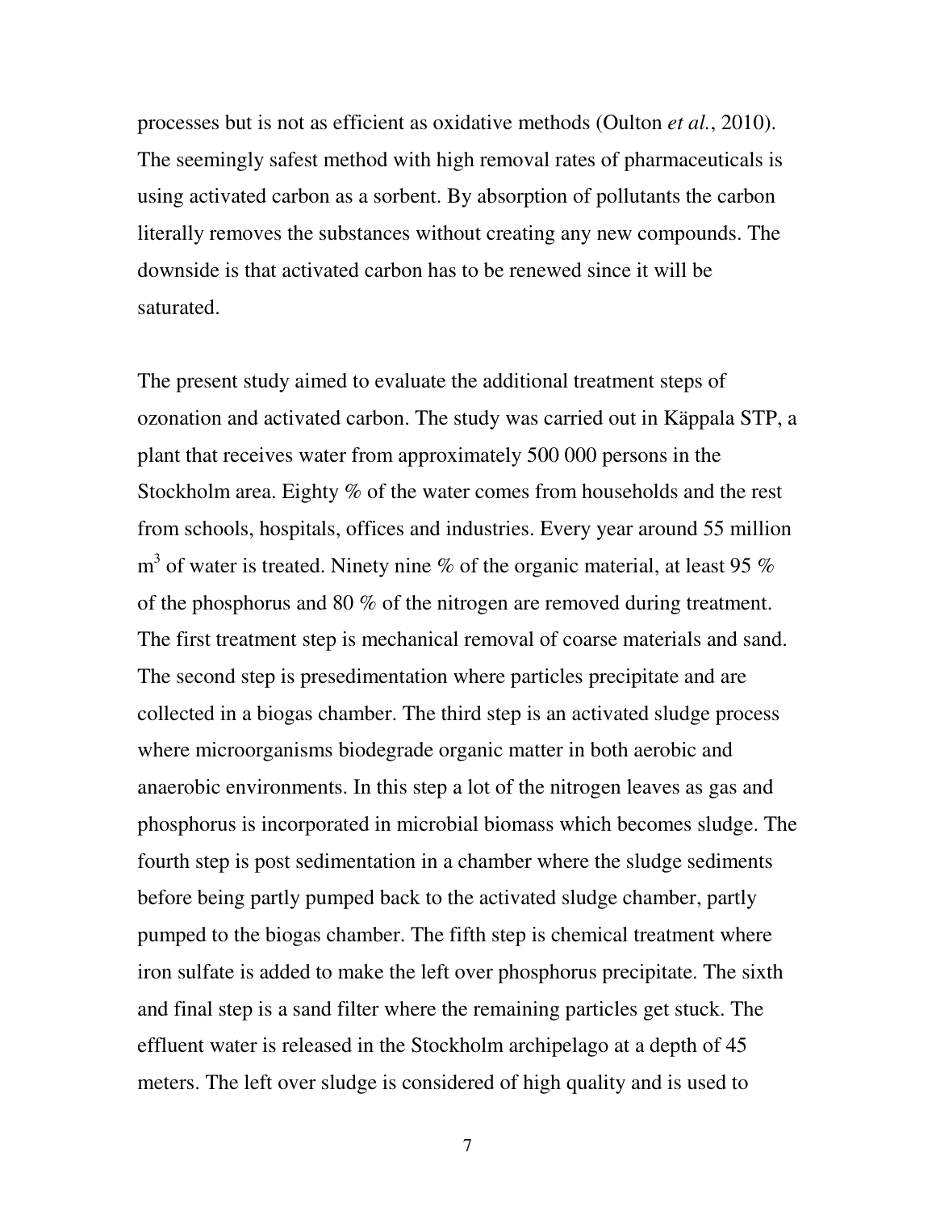processes but is not as efficient as oxidative methods (Oulton *et al.*, 2010). The seemingly safest method with high removal rates of pharmaceuticals is using activated carbon as a sorbent. By absorption of pollutants the carbon literally removes the substances without creating any new compounds. The downside is that activated carbon has to be renewed since it will be saturated.

The present study aimed to evaluate the additional treatment steps of ozonation and activated carbon. The study was carried out in Käppala STP, a plant that receives water from approximately 500 000 persons in the Stockholm area. Eighty % of the water comes from households and the rest from schools, hospitals, offices and industries. Every year around 55 million $m^3$ of water is treated. Ninety nine % of the organic material, at least 95 % of the phosphorus and 80 % of the nitrogen are removed during treatment. The first treatment step is mechanical removal of coarse materials and sand. The second step is presedimentation where particles precipitate and are collected in a biogas chamber. The third step is an activated sludge process where microorganisms biodegrade organic matter in both aerobic and anaerobic environments. In this step a lot of the nitrogen leaves as gas and phosphorus is incorporated in microbial biomass which becomes sludge. The fourth step is post sedimentation in a chamber where the sludge sediments before being partly pumped back to the activated sludge chamber, partly pumped to the biogas chamber. The fifth step is chemical treatment where iron sulfate is added to make the left over phosphorus precipitate. The sixth and final step is a sand filter where the remaining particles get stuck. The effluent water is released in the Stockholm archipelago at a depth of 45 meters. The left over sludge is considered of high quality and is used to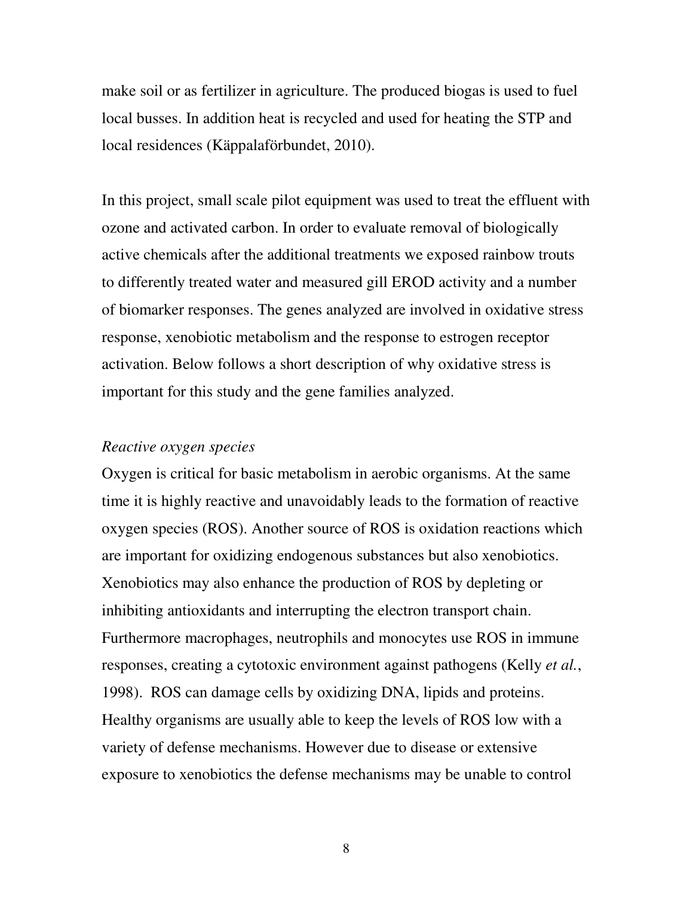make soil or as fertilizer in agriculture. The produced biogas is used to fuel local busses. In addition heat is recycled and used for heating the STP and local residences (Käppalaförbundet, 2010).

In this project, small scale pilot equipment was used to treat the effluent with ozone and activated carbon. In order to evaluate removal of biologically active chemicals after the additional treatments we exposed rainbow trouts to differently treated water and measured gill EROD activity and a number of biomarker responses. The genes analyzed are involved in oxidative stress response, xenobiotic metabolism and the response to estrogen receptor activation. Below follows a short description of why oxidative stress is important for this study and the gene families analyzed.

*Reactive oxygen species*

Oxygen is critical for basic metabolism in aerobic organisms. At the same time it is highly reactive and unavoidably leads to the formation of reactive oxygen species (ROS). Another source of ROS is oxidation reactions which are important for oxidizing endogenous substances but also xenobiotics. Xenobiotics may also enhance the production of ROS by depleting or inhibiting antioxidants and interrupting the electron transport chain. Furthermore macrophages, neutrophils and monocytes use ROS in immune responses, creating a cytotoxic environment against pathogens (Kelly *et al.*, 1998). ROS can damage cells by oxidizing DNA, lipids and proteins. Healthy organisms are usually able to keep the levels of ROS low with a variety of defense mechanisms. However due to disease or extensive exposure to xenobiotics the defense mechanisms may be unable to control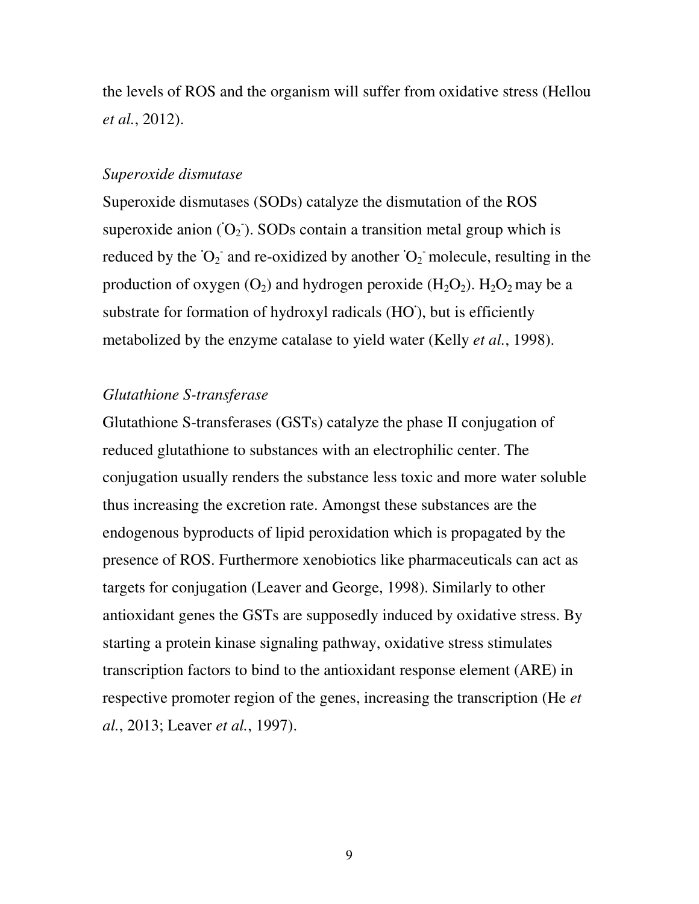the levels of ROS and the organism will suffer from oxidative stress (Hellou *et al.*, 2012).

*Superoxide dismutase*

Superoxide dismutases (SODs) catalyze the dismutation of the ROS superoxide anion ($^{\cdot}O_2^-$). SODs contain a transition metal group which is reduced by the $^{\cdot}O_2^-$ and re-oxidized by another $^{\cdot}O_2^-$ molecule, resulting in the production of oxygen ($O_2$) and hydrogen peroxide ($H_2O_2$). $H_2O_2$ may be a substrate for formation of hydroxyl radicals ($HO^{\cdot}$), but is efficiently metabolized by the enzyme catalase to yield water (Kelly *et al.*, 1998).

*Glutathione S-transferase*

Glutathione S-transferases (GSTs) catalyze the phase II conjugation of reduced glutathione to substances with an electrophilic center. The conjugation usually renders the substance less toxic and more water soluble thus increasing the excretion rate. Amongst these substances are the endogenous byproducts of lipid peroxidation which is propagated by the presence of ROS. Furthermore xenobiotics like pharmaceuticals can act as targets for conjugation (Leaver and George, 1998). Similarly to other antioxidant genes the GSTs are supposedly induced by oxidative stress. By starting a protein kinase signaling pathway, oxidative stress stimulates transcription factors to bind to the antioxidant response element (ARE) in respective promoter region of the genes, increasing the transcription (He *et al.*, 2013; Leaver *et al.*, 1997).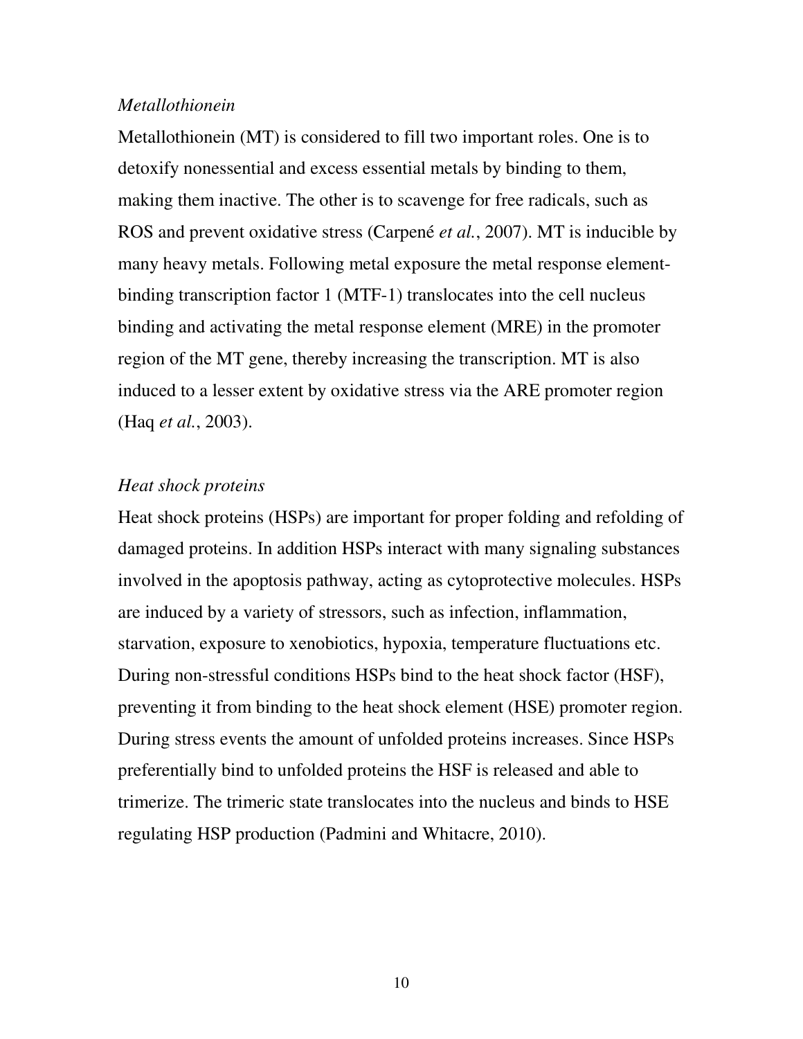*Metallothionein*

Metallothionein (MT) is considered to fill two important roles. One is to detoxify nonessential and excess essential metals by binding to them, making them inactive. The other is to scavenge for free radicals, such as ROS and prevent oxidative stress (Carpené *et al.*, 2007). MT is inducible by many heavy metals. Following metal exposure the metal response element-binding transcription factor 1 (MTF-1) translocates into the cell nucleus binding and activating the metal response element (MRE) in the promoter region of the MT gene, thereby increasing the transcription. MT is also induced to a lesser extent by oxidative stress via the ARE promoter region (Haq *et al.*, 2003).

*Heat shock proteins*

Heat shock proteins (HSPs) are important for proper folding and refolding of damaged proteins. In addition HSPs interact with many signaling substances involved in the apoptosis pathway, acting as cytoprotective molecules. HSPs are induced by a variety of stressors, such as infection, inflammation, starvation, exposure to xenobiotics, hypoxia, temperature fluctuations etc. During non-stressful conditions HSPs bind to the heat shock factor (HSF), preventing it from binding to the heat shock element (HSE) promoter region. During stress events the amount of unfolded proteins increases. Since HSPs preferentially bind to unfolded proteins the HSF is released and able to trimerize. The trimeric state translocates into the nucleus and binds to HSE regulating HSP production (Padmini and Whitacre, 2010).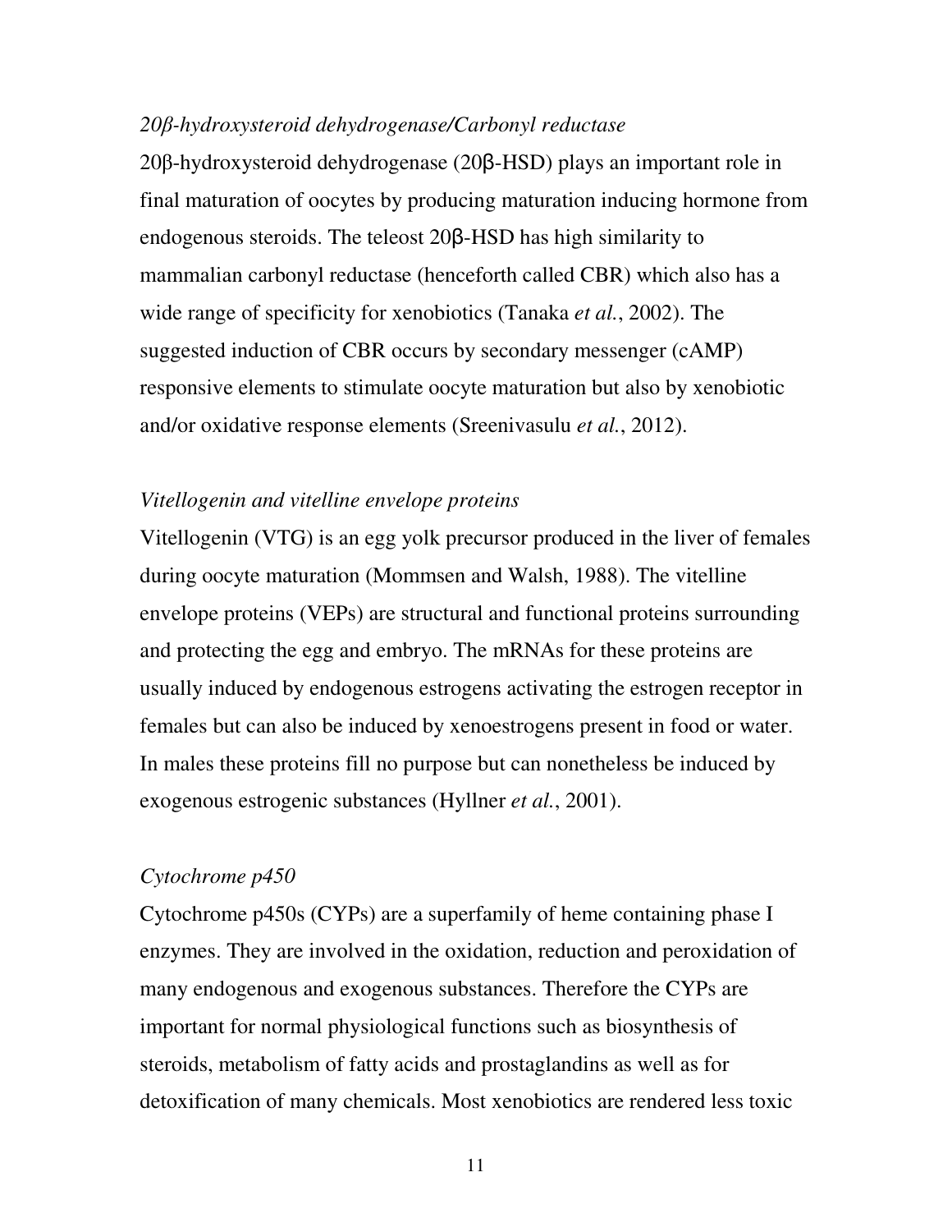*20β-hydroxysteroid dehydrogenase/Carbonyl reductase*

20β-hydroxysteroid dehydrogenase (20β-HSD) plays an important role in final maturation of oocytes by producing maturation inducing hormone from endogenous steroids. The teleost 20β-HSD has high similarity to mammalian carbonyl reductase (henceforth called CBR) which also has a wide range of specificity for xenobiotics (Tanaka *et al.*, 2002). The suggested induction of CBR occurs by secondary messenger (cAMP) responsive elements to stimulate oocyte maturation but also by xenobiotic and/or oxidative response elements (Sreenivasulu *et al.*, 2012).

*Vitellogenin and vitelline envelope proteins*

Vitellogenin (VTG) is an egg yolk precursor produced in the liver of females during oocyte maturation (Mommsen and Walsh, 1988). The vitelline envelope proteins (VEPs) are structural and functional proteins surrounding and protecting the egg and embryo. The mRNAs for these proteins are usually induced by endogenous estrogens activating the estrogen receptor in females but can also be induced by xenoestrogens present in food or water. In males these proteins fill no purpose but can nonetheless be induced by exogenous estrogenic substances (Hyllner *et al.*, 2001).

*Cytochrome p450*

Cytochrome p450s (CYPs) are a superfamily of heme containing phase I enzymes. They are involved in the oxidation, reduction and peroxidation of many endogenous and exogenous substances. Therefore the CYPs are important for normal physiological functions such as biosynthesis of steroids, metabolism of fatty acids and prostaglandins as well as for detoxification of many chemicals. Most xenobiotics are rendered less toxic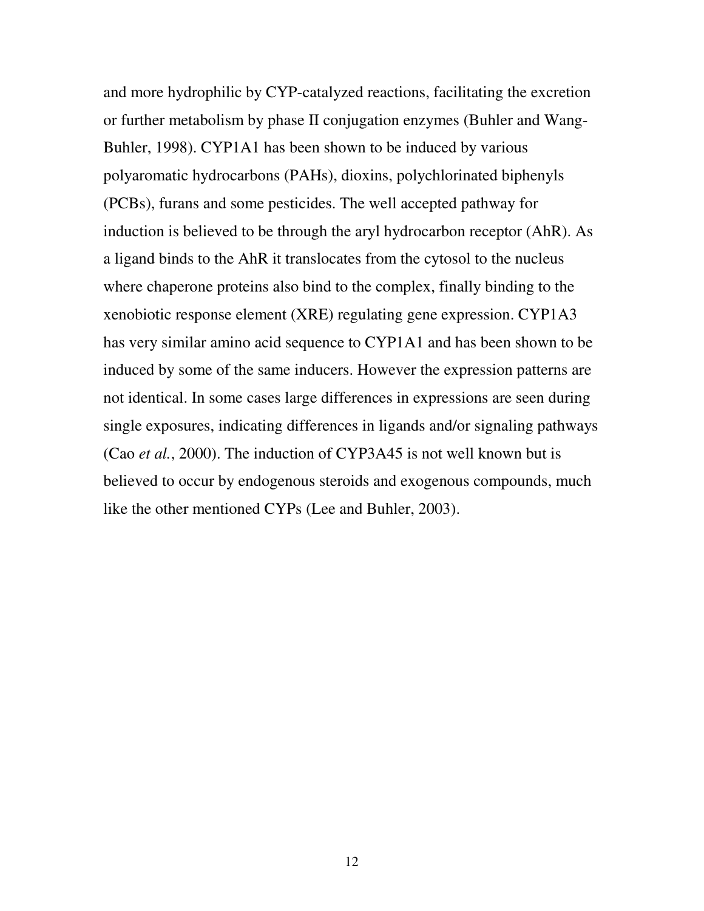and more hydrophilic by CYP-catalyzed reactions, facilitating the excretion or further metabolism by phase II conjugation enzymes (Buhler and Wang-Buhler, 1998). CYP1A1 has been shown to be induced by various polyaromatic hydrocarbons (PAHs), dioxins, polychlorinated biphenyls (PCBs), furans and some pesticides. The well accepted pathway for induction is believed to be through the aryl hydrocarbon receptor (AhR). As a ligand binds to the AhR it translocates from the cytosol to the nucleus where chaperone proteins also bind to the complex, finally binding to the xenobiotic response element (XRE) regulating gene expression. CYP1A3 has very similar amino acid sequence to CYP1A1 and has been shown to be induced by some of the same inducers. However the expression patterns are not identical. In some cases large differences in expressions are seen during single exposures, indicating differences in ligands and/or signaling pathways (Cao *et al.*, 2000). The induction of CYP3A45 is not well known but is believed to occur by endogenous steroids and exogenous compounds, much like the other mentioned CYPs (Lee and Buhler, 2003).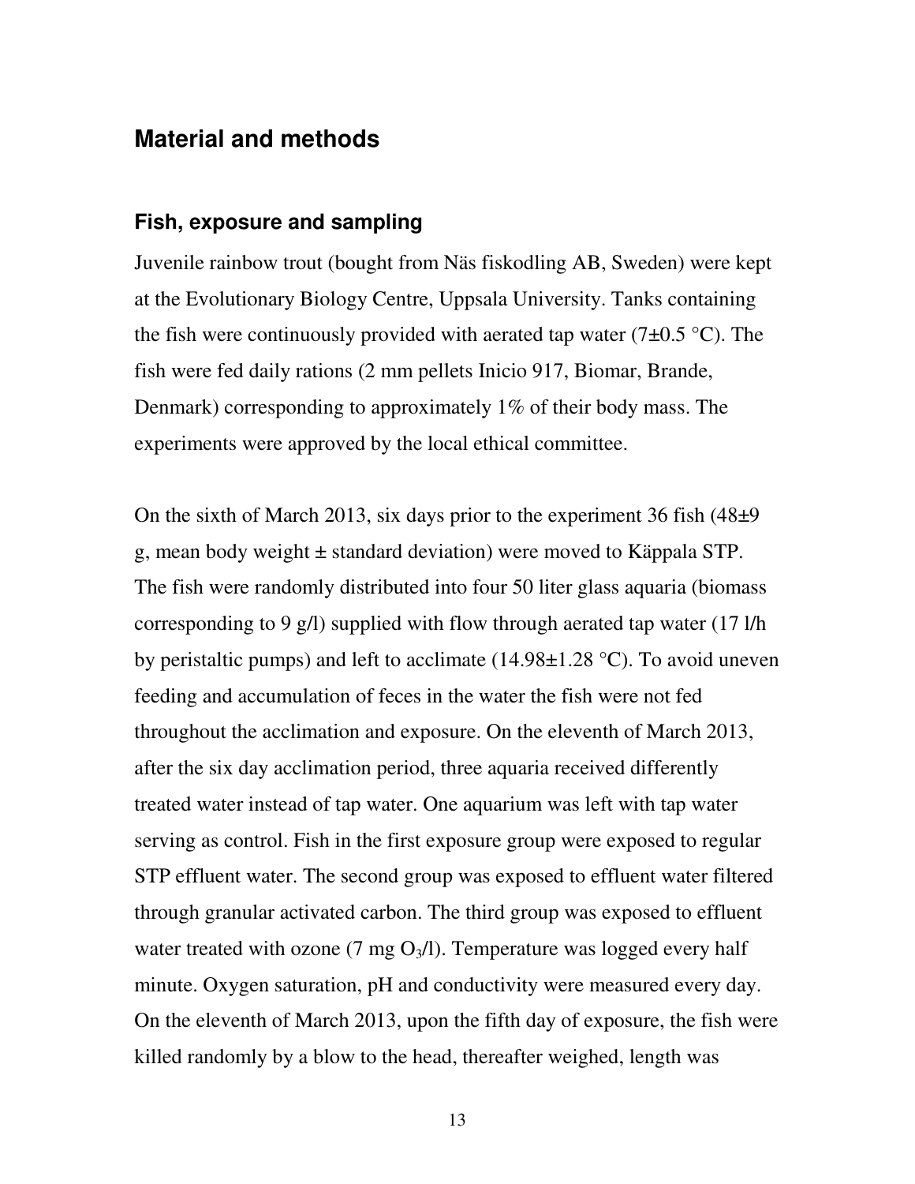## Material and methods

### Fish, exposure and sampling

Juvenile rainbow trout (bought from Näs fiskodling AB, Sweden) were kept at the Evolutionary Biology Centre, Uppsala University. Tanks containing the fish were continuously provided with aerated tap water (7±0.5 °C). The fish were fed daily rations (2 mm pellets Inicio 917, Biomar, Brande, Denmark) corresponding to approximately 1% of their body mass. The experiments were approved by the local ethical committee.

On the sixth of March 2013, six days prior to the experiment 36 fish (48±9 g, mean body weight ± standard deviation) were moved to Käppala STP. The fish were randomly distributed into four 50 liter glass aquaria (biomass corresponding to 9 g/l) supplied with flow through aerated tap water (17 l/h by peristaltic pumps) and left to acclimate (14.98±1.28 °C). To avoid uneven feeding and accumulation of feces in the water the fish were not fed throughout the acclimation and exposure. On the eleventh of March 2013, after the six day acclimation period, three aquaria received differently treated water instead of tap water. One aquarium was left with tap water serving as control. Fish in the first exposure group were exposed to regular STP effluent water. The second group was exposed to effluent water filtered through granular activated carbon. The third group was exposed to effluent water treated with ozone (7 mg $O_3$/l). Temperature was logged every half minute. Oxygen saturation, pH and conductivity were measured every day. On the eleventh of March 2013, upon the fifth day of exposure, the fish were killed randomly by a blow to the head, thereafter weighed, length was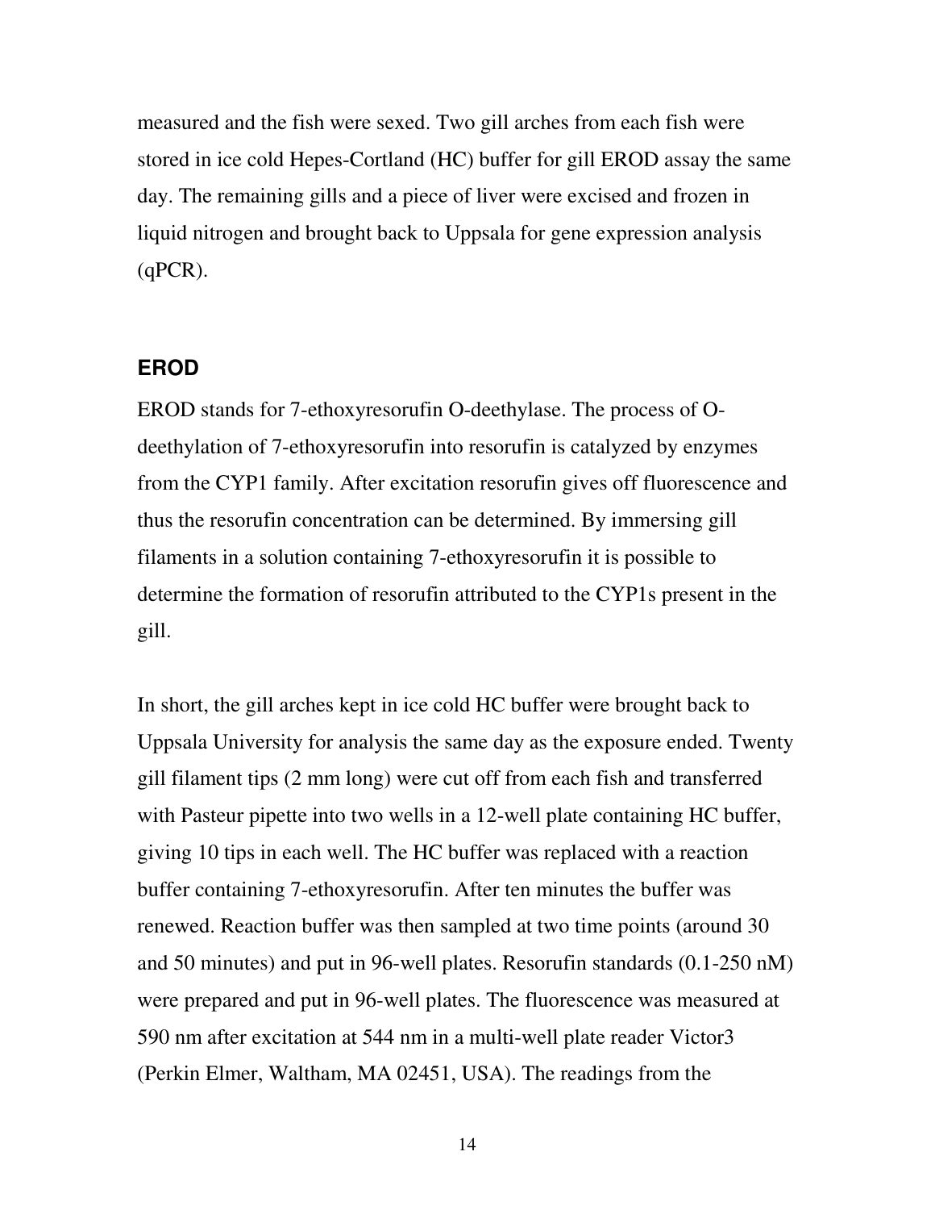measured and the fish were sexed. Two gill arches from each fish were stored in ice cold Hepes-Cortland (HC) buffer for gill EROD assay the same day. The remaining gills and a piece of liver were excised and frozen in liquid nitrogen and brought back to Uppsala for gene expression analysis (qPCR).

### EROD

EROD stands for 7-ethoxyresorufin O-deethylase. The process of O-deethylation of 7-ethoxyresorufin into resorufin is catalyzed by enzymes from the CYP1 family. After excitation resorufin gives off fluorescence and thus the resorufin concentration can be determined. By immersing gill filaments in a solution containing 7-ethoxyresorufin it is possible to determine the formation of resorufin attributed to the CYP1s present in the gill.

In short, the gill arches kept in ice cold HC buffer were brought back to Uppsala University for analysis the same day as the exposure ended. Twenty gill filament tips (2 mm long) were cut off from each fish and transferred with Pasteur pipette into two wells in a 12-well plate containing HC buffer, giving 10 tips in each well. The HC buffer was replaced with a reaction buffer containing 7-ethoxyresorufin. After ten minutes the buffer was renewed. Reaction buffer was then sampled at two time points (around 30 and 50 minutes) and put in 96-well plates. Resorufin standards (0.1-250 nM) were prepared and put in 96-well plates. The fluorescence was measured at 590 nm after excitation at 544 nm in a multi-well plate reader Victor3 (Perkin Elmer, Waltham, MA 02451, USA). The readings from the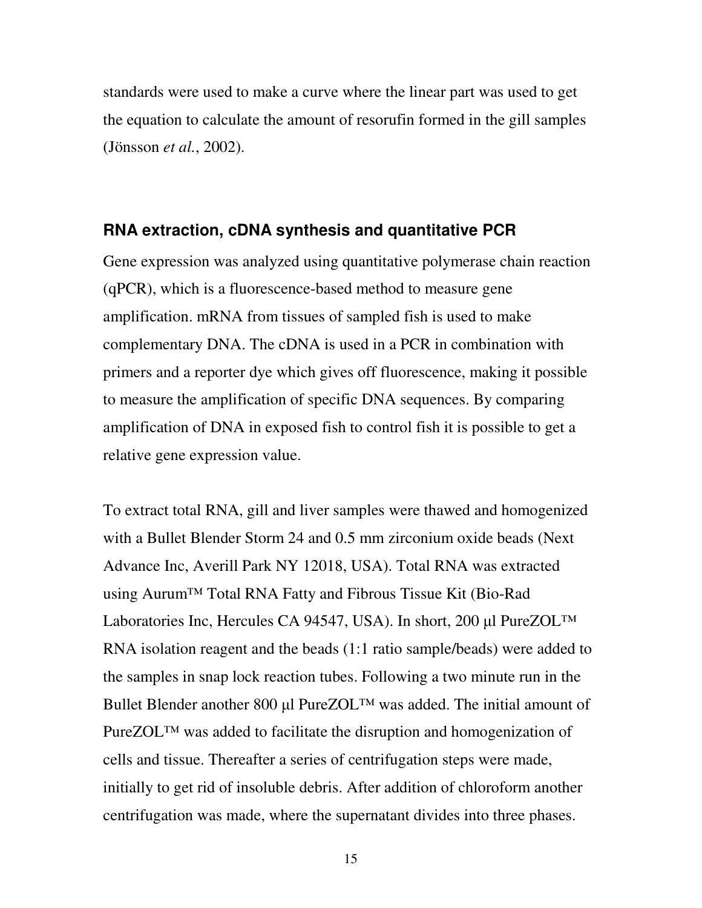standards were used to make a curve where the linear part was used to get the equation to calculate the amount of resorufin formed in the gill samples (Jönsson *et al.*, 2002).

### RNA extraction, cDNA synthesis and quantitative PCR

Gene expression was analyzed using quantitative polymerase chain reaction (qPCR), which is a fluorescence-based method to measure gene amplification. mRNA from tissues of sampled fish is used to make complementary DNA. The cDNA is used in a PCR in combination with primers and a reporter dye which gives off fluorescence, making it possible to measure the amplification of specific DNA sequences. By comparing amplification of DNA in exposed fish to control fish it is possible to get a relative gene expression value.

To extract total RNA, gill and liver samples were thawed and homogenized with a Bullet Blender Storm 24 and 0.5 mm zirconium oxide beads (Next Advance Inc, Averill Park NY 12018, USA). Total RNA was extracted using Aurum™ Total RNA Fatty and Fibrous Tissue Kit (Bio-Rad Laboratories Inc, Hercules CA 94547, USA). In short, 200 µl PureZOL™ RNA isolation reagent and the beads (1:1 ratio sample/beads) were added to the samples in snap lock reaction tubes. Following a two minute run in the Bullet Blender another 800 µl PureZOL™ was added. The initial amount of PureZOL™ was added to facilitate the disruption and homogenization of cells and tissue. Thereafter a series of centrifugation steps were made, initially to get rid of insoluble debris. After addition of chloroform another centrifugation was made, where the supernatant divides into three phases.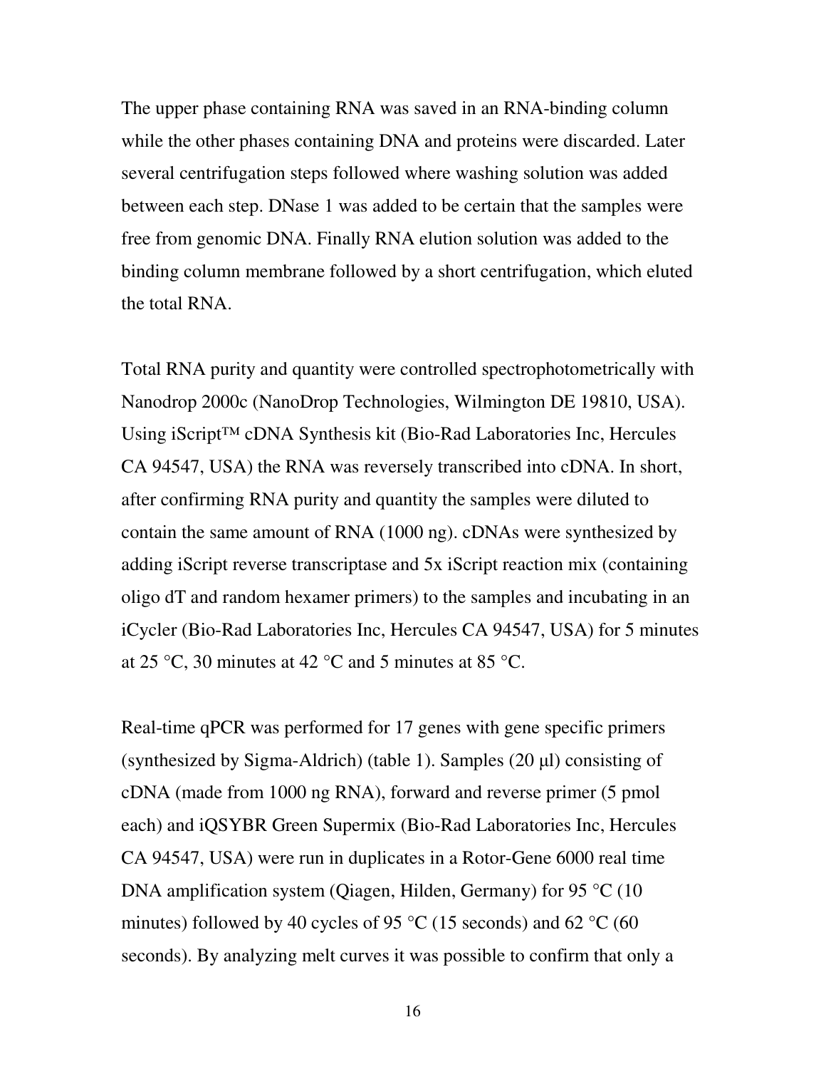The upper phase containing RNA was saved in an RNA-binding column while the other phases containing DNA and proteins were discarded. Later several centrifugation steps followed where washing solution was added between each step. DNase 1 was added to be certain that the samples were free from genomic DNA. Finally RNA elution solution was added to the binding column membrane followed by a short centrifugation, which eluted the total RNA.

Total RNA purity and quantity were controlled spectrophotometrically with Nanodrop 2000c (NanoDrop Technologies, Wilmington DE 19810, USA). Using iScript™ cDNA Synthesis kit (Bio-Rad Laboratories Inc, Hercules CA 94547, USA) the RNA was reversely transcribed into cDNA. In short, after confirming RNA purity and quantity the samples were diluted to contain the same amount of RNA (1000 ng). cDNAs were synthesized by adding iScript reverse transcriptase and 5x iScript reaction mix (containing oligo dT and random hexamer primers) to the samples and incubating in an iCycler (Bio-Rad Laboratories Inc, Hercules CA 94547, USA) for 5 minutes at 25 °C, 30 minutes at 42 °C and 5 minutes at 85 °C.

Real-time qPCR was performed for 17 genes with gene specific primers (synthesized by Sigma-Aldrich) (table 1). Samples (20 µl) consisting of cDNA (made from 1000 ng RNA), forward and reverse primer (5 pmol each) and iQSYBR Green Supermix (Bio-Rad Laboratories Inc, Hercules CA 94547, USA) were run in duplicates in a Rotor-Gene 6000 real time DNA amplification system (Qiagen, Hilden, Germany) for 95 °C (10 minutes) followed by 40 cycles of 95 °C (15 seconds) and 62 °C (60 seconds). By analyzing melt curves it was possible to confirm that only a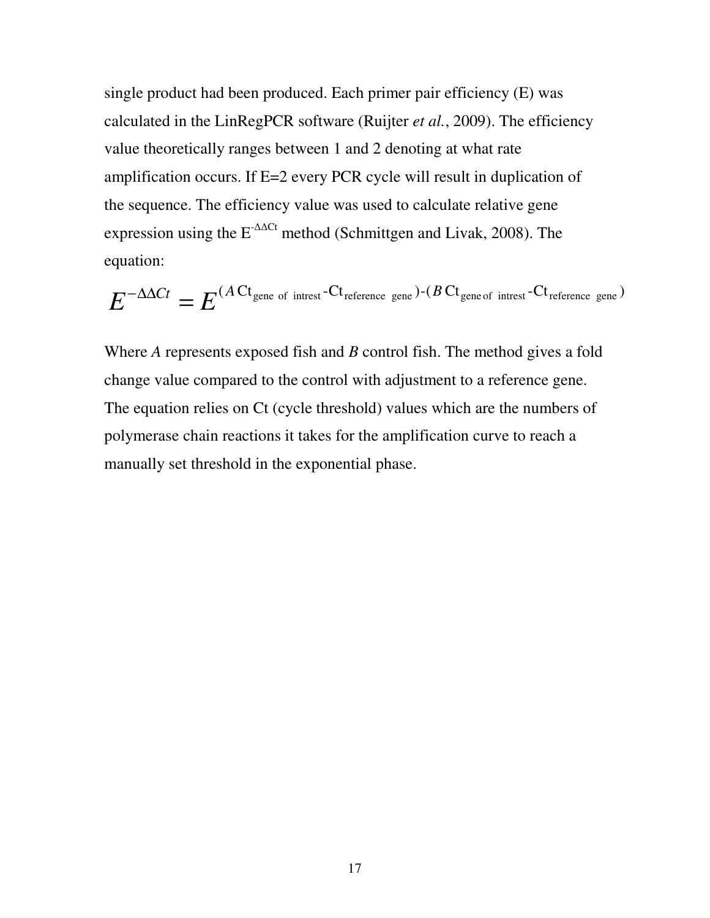single product had been produced. Each primer pair efficiency (E) was calculated in the LinRegPCR software (Ruijter *et al.*, 2009). The efficiency value theoretically ranges between 1 and 2 denoting at what rate amplification occurs. If E=2 every PCR cycle will result in duplication of the sequence. The efficiency value was used to calculate relative gene expression using the $E^{-\Delta\Delta Ct}$ method (Schmittgen and Livak, 2008). The equation:

$$E^{-\Delta\Delta Ct} = E^{(A\,\mathrm{Ct}_{\mathrm{gene\ of\ intrest}} - \mathrm{Ct}_{\mathrm{reference\ gene}}) - (B\,\mathrm{Ct}_{\mathrm{gene\ of\ intrest}} - \mathrm{Ct}_{\mathrm{reference\ gene}})}$$

Where *A* represents exposed fish and *B* control fish. The method gives a fold change value compared to the control with adjustment to a reference gene. The equation relies on Ct (cycle threshold) values which are the numbers of polymerase chain reactions it takes for the amplification curve to reach a manually set threshold in the exponential phase.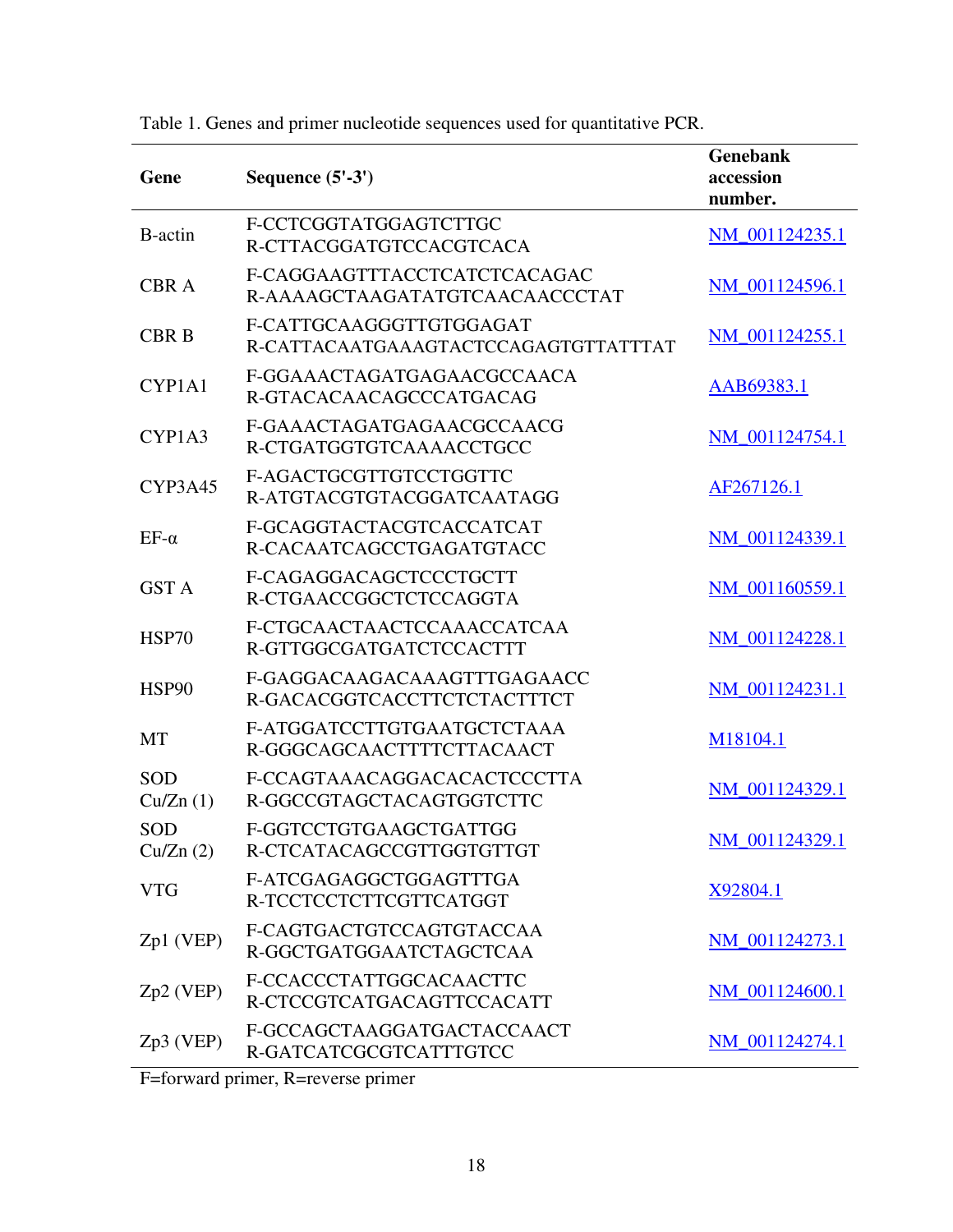Table 1. Genes and primer nucleotide sequences used for quantitative PCR.

| Gene | Sequence (5'-3') | Genebank accession number. |
|---|---|---|
| B-actin | F-CCTCGGTATGGAGTCTTGC<br>R-CTTACGGATGTCCACGTCACA | NM_001124235.1 |
| CBR A | F-CAGGAAGTTTACCTCATCTCACAGAC<br>R-AAAAGCTAAGATATGTCAACAACCCTAT | NM_001124596.1 |
| CBR B | F-CATTGCAAGGGTTGTGGAGAT<br>R-CATTACAATGAAAGTACTCCAGAGTGTTATTTAT | NM_001124255.1 |
| CYP1A1 | F-GGAAACTAGATGAGAACGCCAACA<br>R-GTACACAACAGCCCATGACAG | AAB69383.1 |
| CYP1A3 | F-GAAACTAGATGAGAACGCCAACG<br>R-CTGATGGTGTCAAAACCTGCC | NM_001124754.1 |
| CYP3A45 | F-AGACTGCGTTGTCCTGGTTC<br>R-ATGTACGTGTACGGATCAATAGG | AF267126.1 |
| EF-α | F-GCAGGTACTACGTCACCATCAT<br>R-CACAATCAGCCTGAGATGTACC | NM_001124339.1 |
| GST A | F-CAGAGGACAGCTCCCTGCTT<br>R-CTGAACCGGCTCTCCAGGTA | NM_001160559.1 |
| HSP70 | F-CTGCAACTAACTCCAAACCATCAA<br>R-GTTGGCGATGATCTCCACTTT | NM_001124228.1 |
| HSP90 | F-GAGGACAAGACAAAGTTTGAGAACC<br>R-GACACGGTCACCTTCTCTACTTTCT | NM_001124231.1 |
| MT | F-ATGGATCCTTGTGAATGCTCTAAA<br>R-GGGCAGCAACTTTTCTTACAACT | M18104.1 |
| SOD Cu/Zn (1) | F-CCAGTAAACAGGACACACTCCCTTA<br>R-GGCCGTAGCTACAGTGGTCTTC | NM_001124329.1 |
| SOD Cu/Zn (2) | F-GGTCCTGTGAAGCTGATTGG<br>R-CTCATACAGCCGTTGGTGTTGT | NM_001124329.1 |
| VTG | F-ATCGAGAGGCTGGAGTTTGA<br>R-TCCTCCTCTTCGTTCATGGT | X92804.1 |
| Zp1 (VEP) | F-CAGTGACTGTCCAGTGTACCAA<br>R-GGCTGATGGAATCTAGCTCAA | NM_001124273.1 |
| Zp2 (VEP) | F-CCACCCTATTGGCACAACTTC<br>R-CTCCGTCATGACAGTTCCACATT | NM_001124600.1 |
| Zp3 (VEP) | F-GCCAGCTAAGGATGACTACCAACT<br>R-GATCATCGCGTCATTTGTCC | NM_001124274.1 |

F=forward primer, R=reverse primer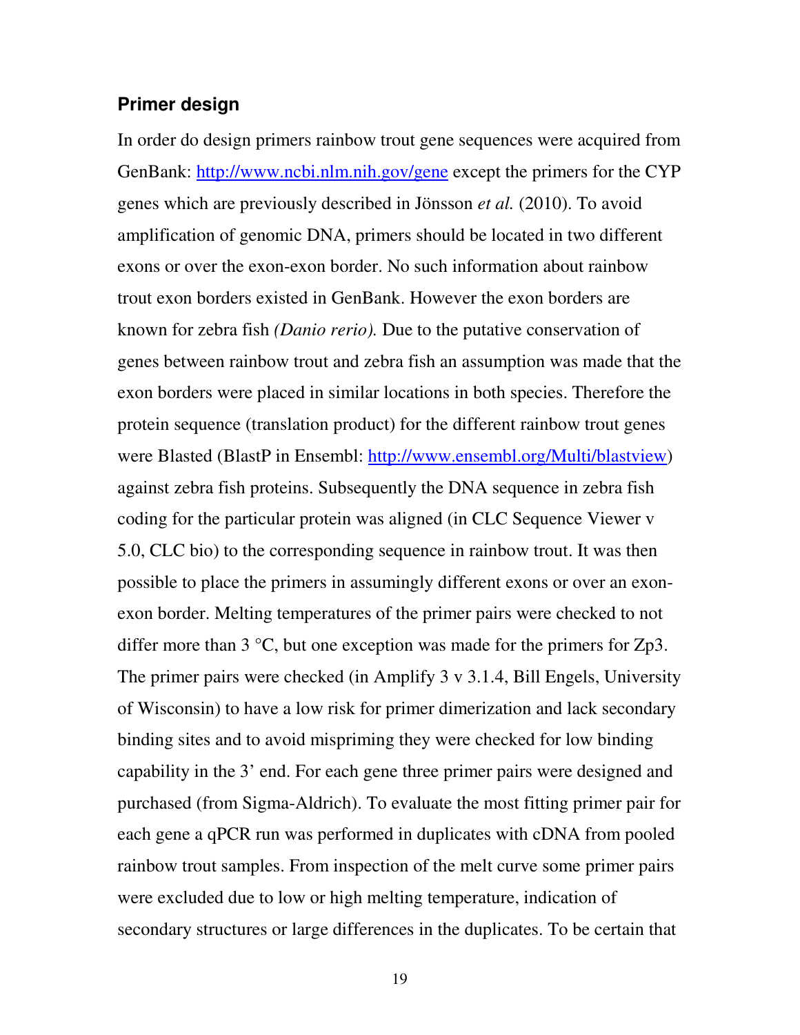### Primer design

In order do design primers rainbow trout gene sequences were acquired from GenBank: http://www.ncbi.nlm.nih.gov/gene except the primers for the CYP genes which are previously described in Jönsson *et al.* (2010). To avoid amplification of genomic DNA, primers should be located in two different exons or over the exon-exon border. No such information about rainbow trout exon borders existed in GenBank. However the exon borders are known for zebra fish *(Danio rerio).* Due to the putative conservation of genes between rainbow trout and zebra fish an assumption was made that the exon borders were placed in similar locations in both species. Therefore the protein sequence (translation product) for the different rainbow trout genes were Blasted (BlastP in Ensembl: http://www.ensembl.org/Multi/blastview) against zebra fish proteins. Subsequently the DNA sequence in zebra fish coding for the particular protein was aligned (in CLC Sequence Viewer v 5.0, CLC bio) to the corresponding sequence in rainbow trout. It was then possible to place the primers in assumingly different exons or over an exon-exon border. Melting temperatures of the primer pairs were checked to not differ more than 3 °C, but one exception was made for the primers for Zp3. The primer pairs were checked (in Amplify 3 v 3.1.4, Bill Engels, University of Wisconsin) to have a low risk for primer dimerization and lack secondary binding sites and to avoid mispriming they were checked for low binding capability in the 3' end. For each gene three primer pairs were designed and purchased (from Sigma-Aldrich). To evaluate the most fitting primer pair for each gene a qPCR run was performed in duplicates with cDNA from pooled rainbow trout samples. From inspection of the melt curve some primer pairs were excluded due to low or high melting temperature, indication of secondary structures or large differences in the duplicates. To be certain that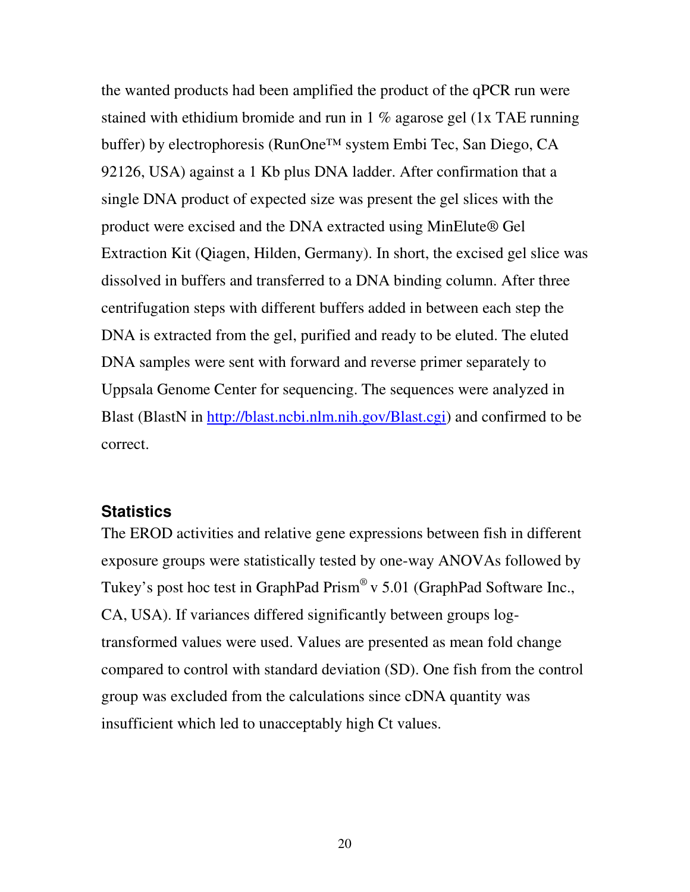the wanted products had been amplified the product of the qPCR run were stained with ethidium bromide and run in 1 % agarose gel (1x TAE running buffer) by electrophoresis (RunOne™ system Embi Tec, San Diego, CA 92126, USA) against a 1 Kb plus DNA ladder. After confirmation that a single DNA product of expected size was present the gel slices with the product were excised and the DNA extracted using MinElute® Gel Extraction Kit (Qiagen, Hilden, Germany). In short, the excised gel slice was dissolved in buffers and transferred to a DNA binding column. After three centrifugation steps with different buffers added in between each step the DNA is extracted from the gel, purified and ready to be eluted. The eluted DNA samples were sent with forward and reverse primer separately to Uppsala Genome Center for sequencing. The sequences were analyzed in Blast (BlastN in http://blast.ncbi.nlm.nih.gov/Blast.cgi) and confirmed to be correct.

## Statistics

The EROD activities and relative gene expressions between fish in different exposure groups were statistically tested by one-way ANOVAs followed by Tukey's post hoc test in GraphPad Prism® v 5.01 (GraphPad Software Inc., CA, USA). If variances differed significantly between groups log-transformed values were used. Values are presented as mean fold change compared to control with standard deviation (SD). One fish from the control group was excluded from the calculations since cDNA quantity was insufficient which led to unacceptably high Ct values.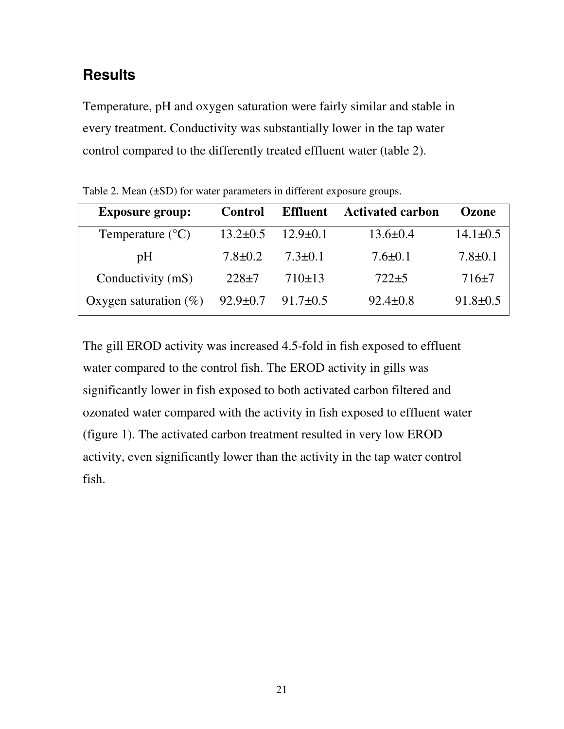## Results

Temperature, pH and oxygen saturation were fairly similar and stable in every treatment. Conductivity was substantially lower in the tap water control compared to the differently treated effluent water (table 2).

Table 2. Mean (±SD) for water parameters in different exposure groups.

| Exposure group: | Control | Effluent | Activated carbon | Ozone |
|---|---|---|---|---|
| Temperature (°C) | 13.2±0.5 | 12.9±0.1 | 13.6±0.4 | 14.1±0.5 |
| pH | 7.8±0.2 | 7.3±0.1 | 7.6±0.1 | 7.8±0.1 |
| Conductivity (mS) | 228±7 | 710±13 | 722±5 | 716±7 |
| Oxygen saturation (%) | 92.9±0.7 | 91.7±0.5 | 92.4±0.8 | 91.8±0.5 |

The gill EROD activity was increased 4.5-fold in fish exposed to effluent water compared to the control fish. The EROD activity in gills was significantly lower in fish exposed to both activated carbon filtered and ozonated water compared with the activity in fish exposed to effluent water (figure 1). The activated carbon treatment resulted in very low EROD activity, even significantly lower than the activity in the tap water control fish.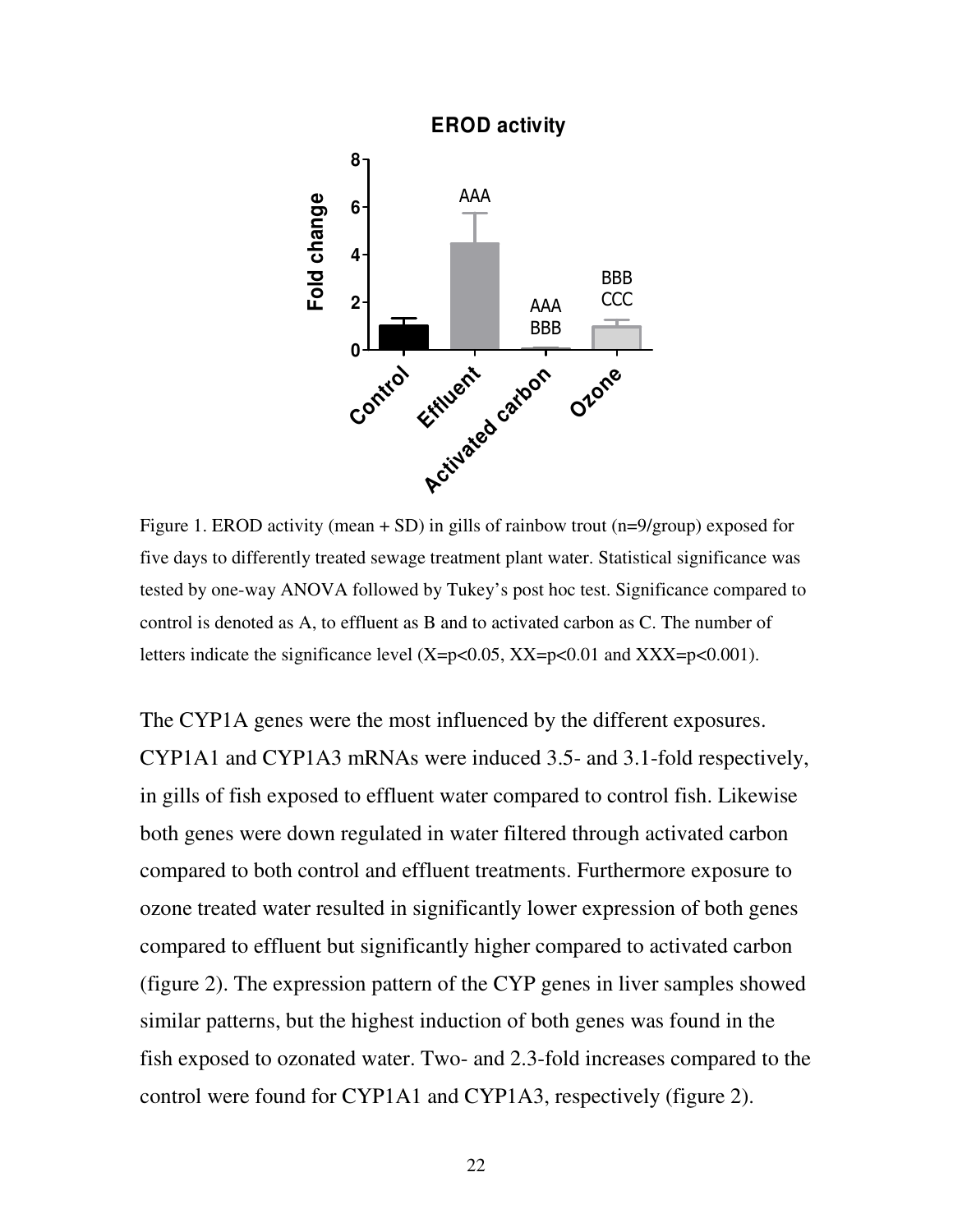Figure 1. EROD activity (mean + SD) in gills of rainbow trout (n=9/group) exposed for five days to differently treated sewage treatment plant water. Statistical significance was tested by one-way ANOVA followed by Tukey's post hoc test. Significance compared to control is denoted as A, to effluent as B and to activated carbon as C. The number of letters indicate the significance level (X=p<0.05, XX=p<0.01 and XXX=p<0.001).

The CYP1A genes were the most influenced by the different exposures. CYP1A1 and CYP1A3 mRNAs were induced 3.5- and 3.1-fold respectively, in gills of fish exposed to effluent water compared to control fish. Likewise both genes were down regulated in water filtered through activated carbon compared to both control and effluent treatments. Furthermore exposure to ozone treated water resulted in significantly lower expression of both genes compared to effluent but significantly higher compared to activated carbon (figure 2). The expression pattern of the CYP genes in liver samples showed similar patterns, but the highest induction of both genes was found in the fish exposed to ozonated water. Two- and 2.3-fold increases compared to the control were found for CYP1A1 and CYP1A3, respectively (figure 2).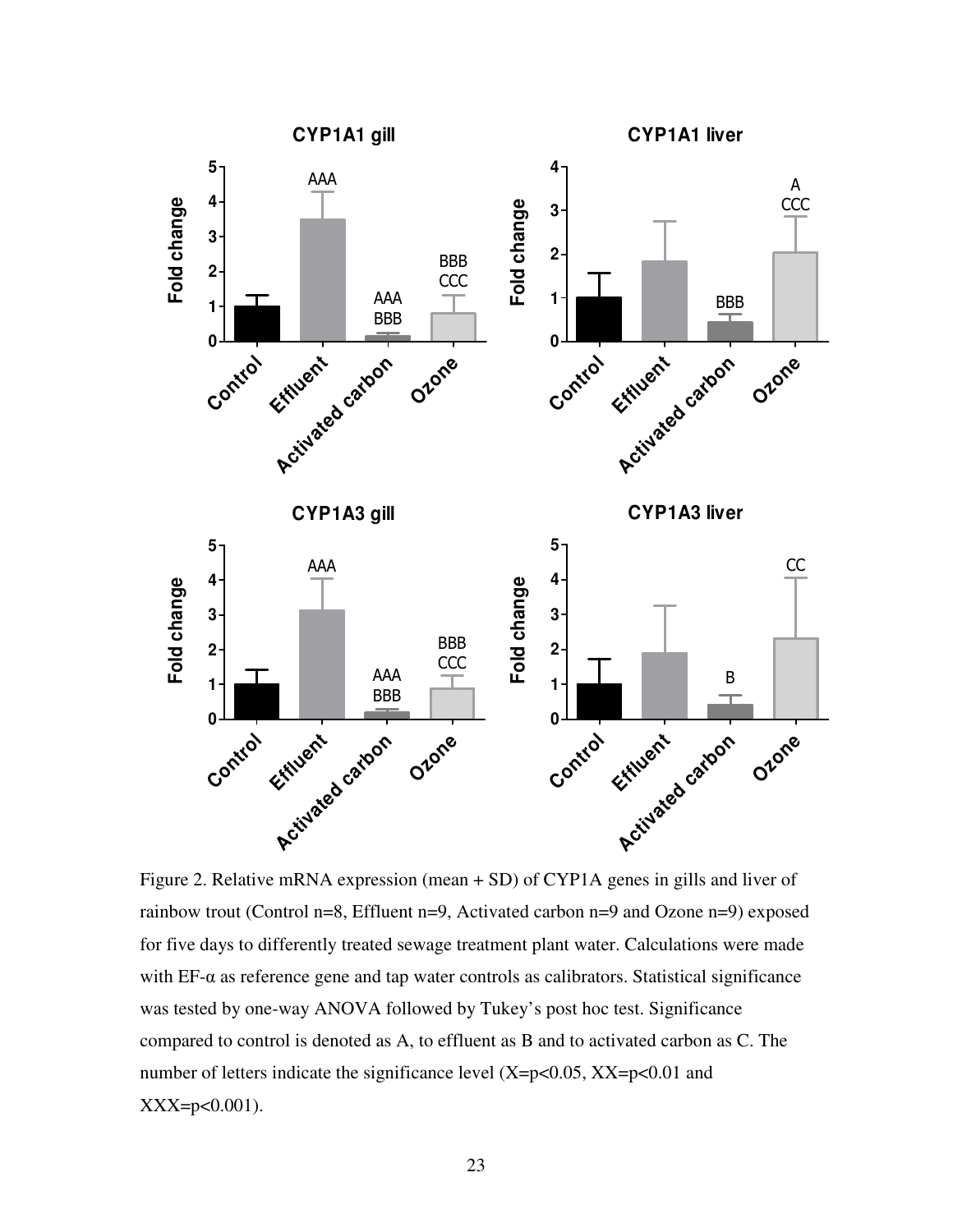Figure 2. Relative mRNA expression (mean + SD) of CYP1A genes in gills and liver of rainbow trout (Control n=8, Effluent n=9, Activated carbon n=9 and Ozone n=9) exposed for five days to differently treated sewage treatment plant water. Calculations were made with EF-α as reference gene and tap water controls as calibrators. Statistical significance was tested by one-way ANOVA followed by Tukey's post hoc test. Significance compared to control is denoted as A, to effluent as B and to activated carbon as C. The number of letters indicate the significance level (X=$p<0.05$, XX=$p<0.01$ and XXX=$p<0.001$).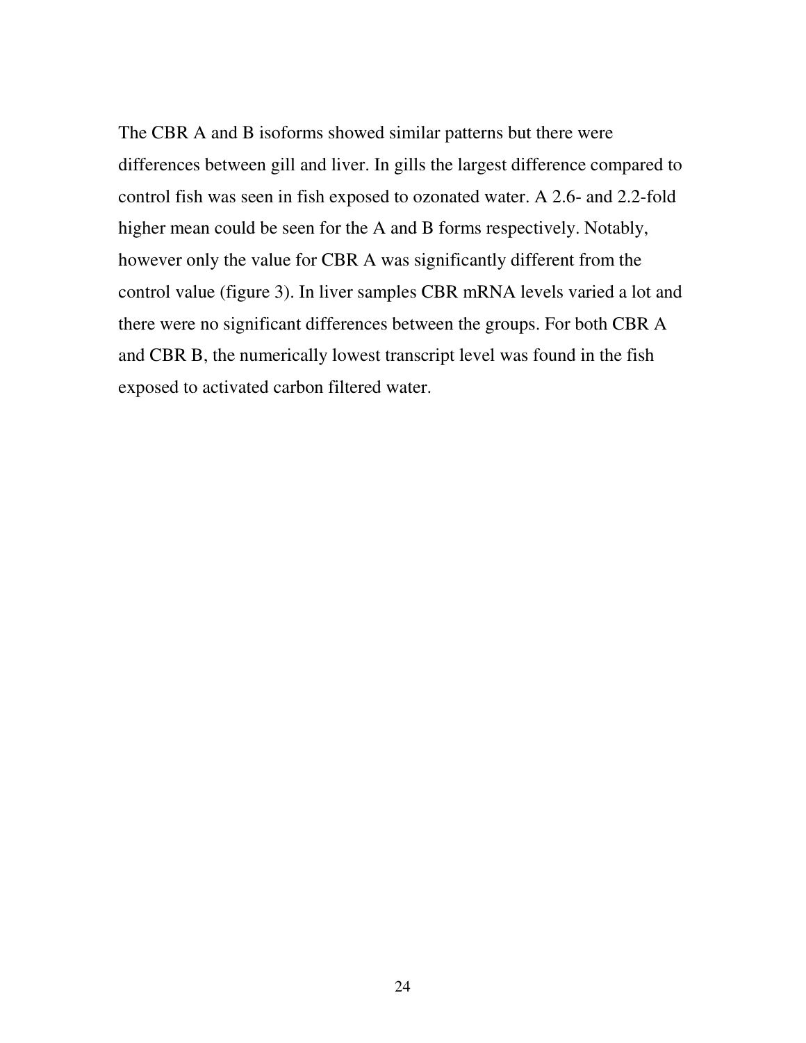The CBR A and B isoforms showed similar patterns but there were differences between gill and liver. In gills the largest difference compared to control fish was seen in fish exposed to ozonated water. A 2.6- and 2.2-fold higher mean could be seen for the A and B forms respectively. Notably, however only the value for CBR A was significantly different from the control value (figure 3). In liver samples CBR mRNA levels varied a lot and there were no significant differences between the groups. For both CBR A and CBR B, the numerically lowest transcript level was found in the fish exposed to activated carbon filtered water.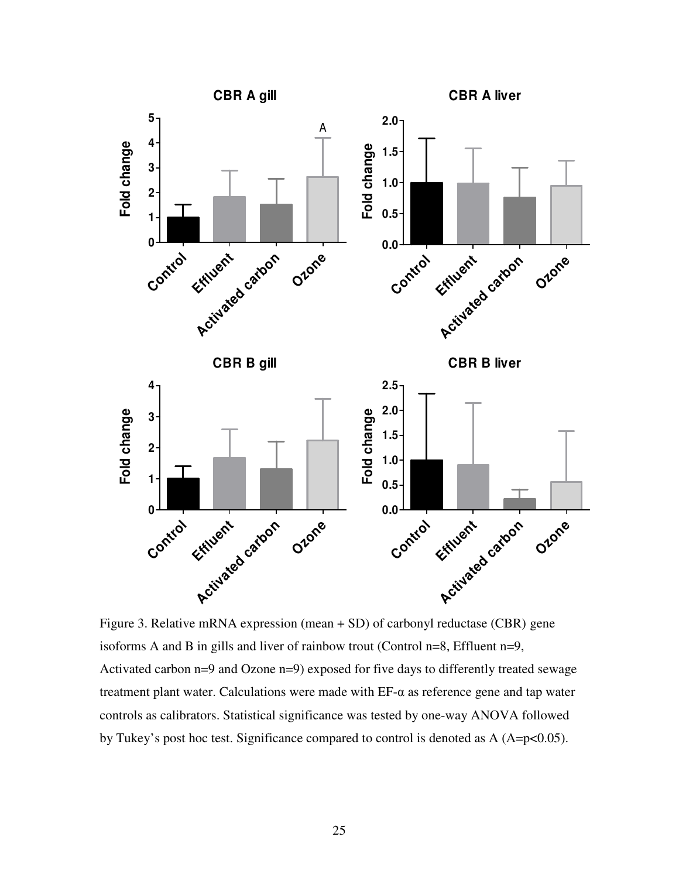Figure 3. Relative mRNA expression (mean + SD) of carbonyl reductase (CBR) gene isoforms A and B in gills and liver of rainbow trout (Control n=8, Effluent n=9, Activated carbon n=9 and Ozone n=9) exposed for five days to differently treated sewage treatment plant water. Calculations were made with EF-α as reference gene and tap water controls as calibrators. Statistical significance was tested by one-way ANOVA followed by Tukey's post hoc test. Significance compared to control is denoted as A (A=$p<0.05$).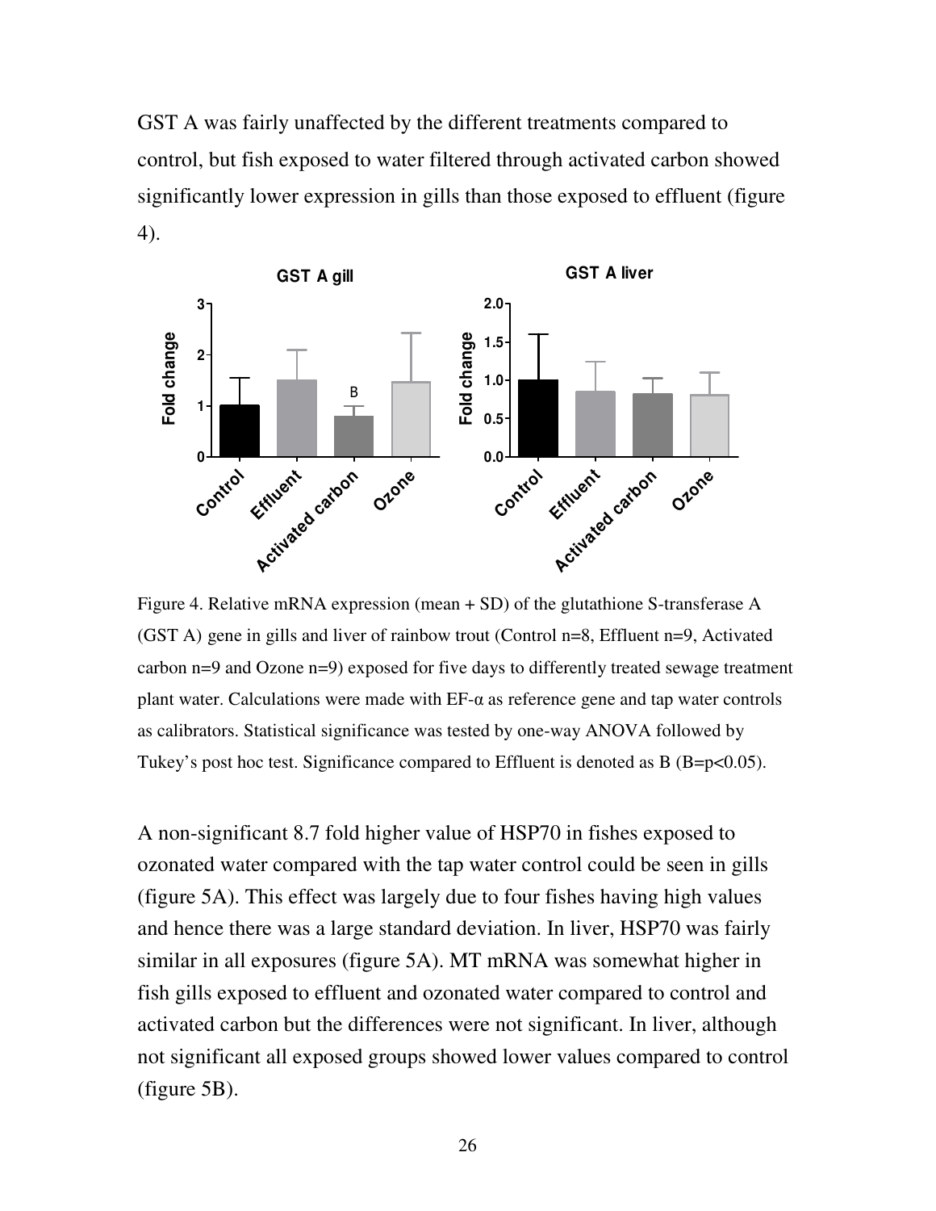GST A was fairly unaffected by the different treatments compared to control, but fish exposed to water filtered through activated carbon showed significantly lower expression in gills than those exposed to effluent (figure 4).

Figure 4. Relative mRNA expression (mean + SD) of the glutathione S-transferase A (GST A) gene in gills and liver of rainbow trout (Control n=8, Effluent n=9, Activated carbon n=9 and Ozone n=9) exposed for five days to differently treated sewage treatment plant water. Calculations were made with EF-α as reference gene and tap water controls as calibrators. Statistical significance was tested by one-way ANOVA followed by Tukey's post hoc test. Significance compared to Effluent is denoted as B (B=$p<0.05$).

A non-significant 8.7 fold higher value of HSP70 in fishes exposed to ozonated water compared with the tap water control could be seen in gills (figure 5A). This effect was largely due to four fishes having high values and hence there was a large standard deviation. In liver, HSP70 was fairly similar in all exposures (figure 5A). MT mRNA was somewhat higher in fish gills exposed to effluent and ozonated water compared to control and activated carbon but the differences were not significant. In liver, although not significant all exposed groups showed lower values compared to control (figure 5B).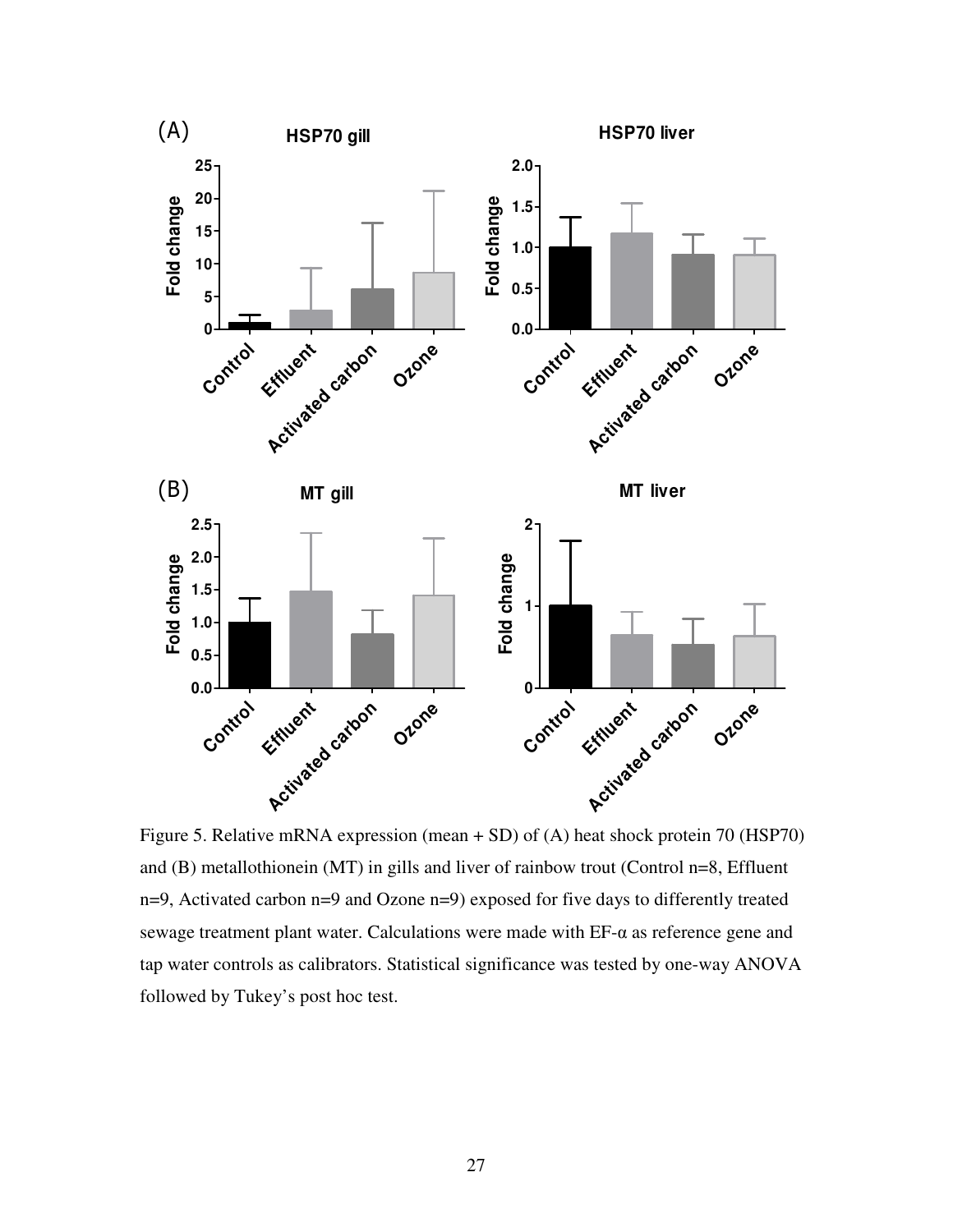Figure 5. Relative mRNA expression (mean + SD) of (A) heat shock protein 70 (HSP70) and (B) metallothionein (MT) in gills and liver of rainbow trout (Control n=8, Effluent n=9, Activated carbon n=9 and Ozone n=9) exposed for five days to differently treated sewage treatment plant water. Calculations were made with EF-α as reference gene and tap water controls as calibrators. Statistical significance was tested by one-way ANOVA followed by Tukey's post hoc test.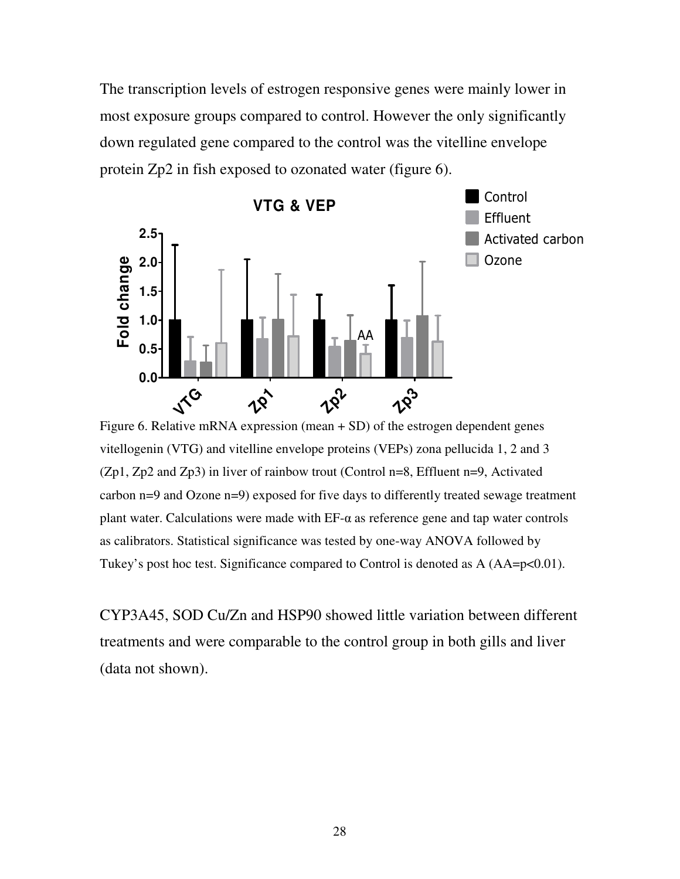The transcription levels of estrogen responsive genes were mainly lower in most exposure groups compared to control. However the only significantly down regulated gene compared to the control was the vitelline envelope protein Zp2 in fish exposed to ozonated water (figure 6).

Figure 6. Relative mRNA expression (mean + SD) of the estrogen dependent genes vitellogenin (VTG) and vitelline envelope proteins (VEPs) zona pellucida 1, 2 and 3 (Zp1, Zp2 and Zp3) in liver of rainbow trout (Control n=8, Effluent n=9, Activated carbon n=9 and Ozone n=9) exposed for five days to differently treated sewage treatment plant water. Calculations were made with EF-α as reference gene and tap water controls as calibrators. Statistical significance was tested by one-way ANOVA followed by Tukey's post hoc test. Significance compared to Control is denoted as A (AA=$p<0.01$).

CYP3A45, SOD Cu/Zn and HSP90 showed little variation between different treatments and were comparable to the control group in both gills and liver (data not shown).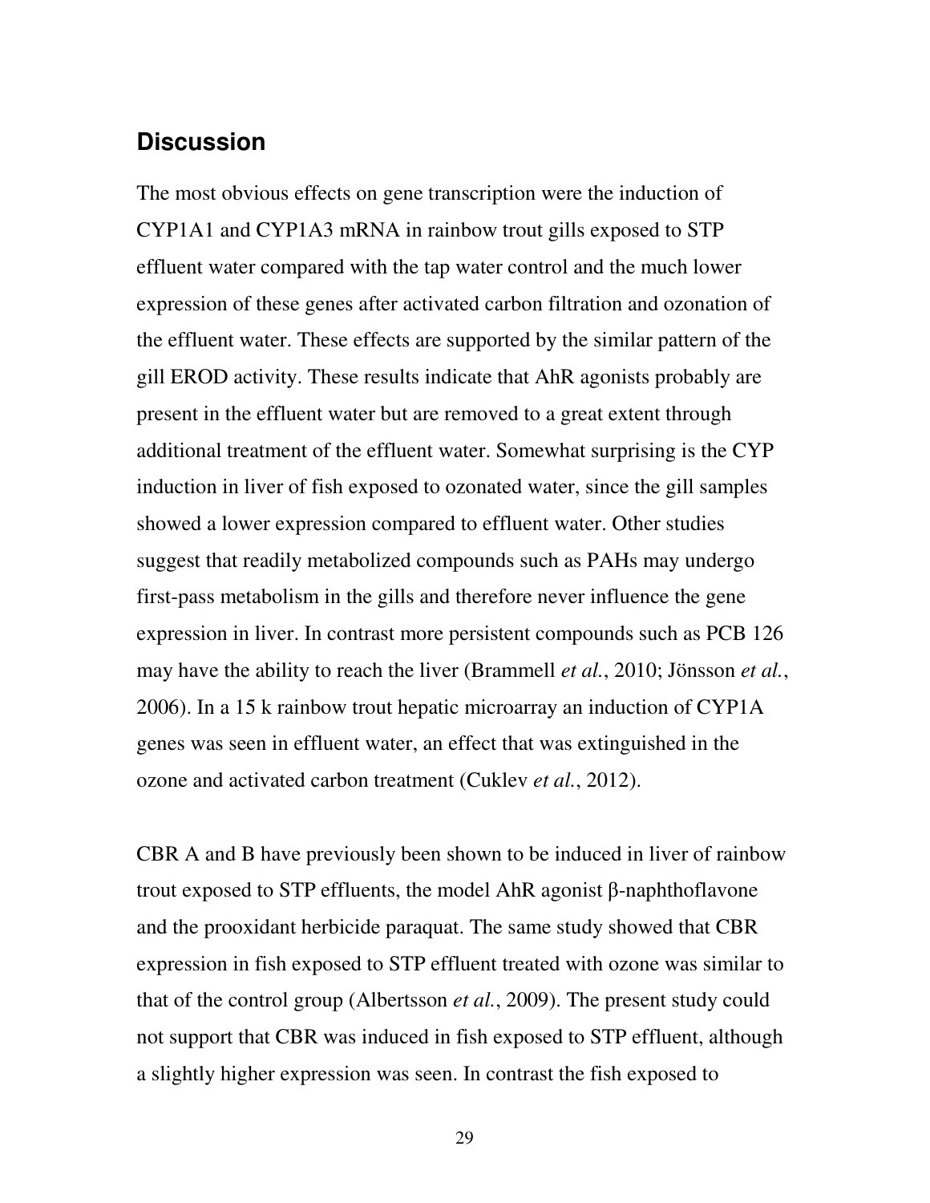## Discussion

The most obvious effects on gene transcription were the induction of CYP1A1 and CYP1A3 mRNA in rainbow trout gills exposed to STP effluent water compared with the tap water control and the much lower expression of these genes after activated carbon filtration and ozonation of the effluent water. These effects are supported by the similar pattern of the gill EROD activity. These results indicate that AhR agonists probably are present in the effluent water but are removed to a great extent through additional treatment of the effluent water. Somewhat surprising is the CYP induction in liver of fish exposed to ozonated water, since the gill samples showed a lower expression compared to effluent water. Other studies suggest that readily metabolized compounds such as PAHs may undergo first-pass metabolism in the gills and therefore never influence the gene expression in liver. In contrast more persistent compounds such as PCB 126 may have the ability to reach the liver (Brammell *et al.*, 2010; Jönsson *et al.*, 2006). In a 15 k rainbow trout hepatic microarray an induction of CYP1A genes was seen in effluent water, an effect that was extinguished in the ozone and activated carbon treatment (Cuklev *et al.*, 2012).

CBR A and B have previously been shown to be induced in liver of rainbow trout exposed to STP effluents, the model AhR agonist β-naphthoflavone and the prooxidant herbicide paraquat. The same study showed that CBR expression in fish exposed to STP effluent treated with ozone was similar to that of the control group (Albertsson *et al.*, 2009). The present study could not support that CBR was induced in fish exposed to STP effluent, although a slightly higher expression was seen. In contrast the fish exposed to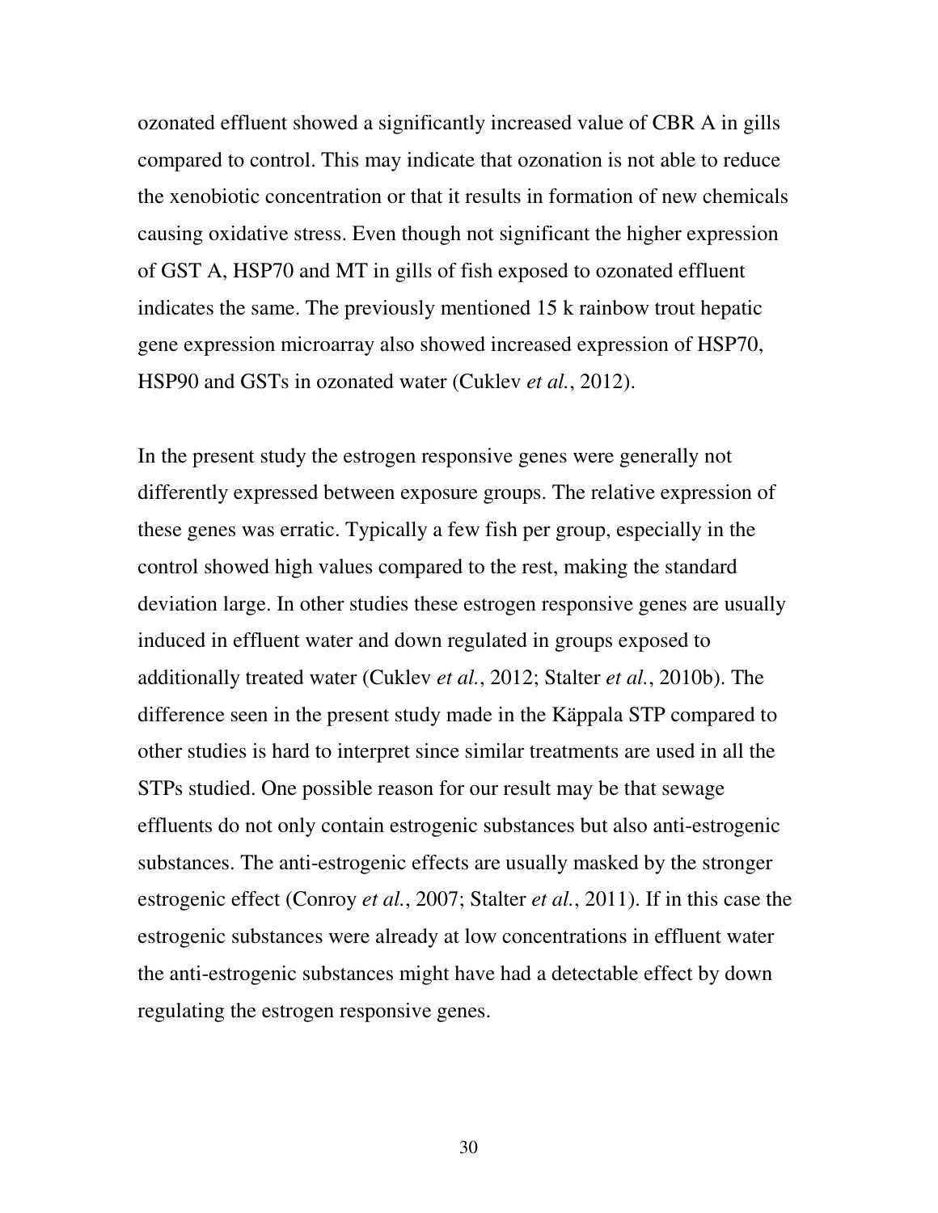ozonated effluent showed a significantly increased value of CBR A in gills compared to control. This may indicate that ozonation is not able to reduce the xenobiotic concentration or that it results in formation of new chemicals causing oxidative stress. Even though not significant the higher expression of GST A, HSP70 and MT in gills of fish exposed to ozonated effluent indicates the same. The previously mentioned 15 k rainbow trout hepatic gene expression microarray also showed increased expression of HSP70, HSP90 and GSTs in ozonated water (Cuklev *et al.*, 2012).

In the present study the estrogen responsive genes were generally not differently expressed between exposure groups. The relative expression of these genes was erratic. Typically a few fish per group, especially in the control showed high values compared to the rest, making the standard deviation large. In other studies these estrogen responsive genes are usually induced in effluent water and down regulated in groups exposed to additionally treated water (Cuklev *et al.*, 2012; Stalter *et al.*, 2010b). The difference seen in the present study made in the Käppala STP compared to other studies is hard to interpret since similar treatments are used in all the STPs studied. One possible reason for our result may be that sewage effluents do not only contain estrogenic substances but also anti-estrogenic substances. The anti-estrogenic effects are usually masked by the stronger estrogenic effect (Conroy *et al.*, 2007; Stalter *et al.*, 2011). If in this case the estrogenic substances were already at low concentrations in effluent water the anti-estrogenic substances might have had a detectable effect by down regulating the estrogen responsive genes.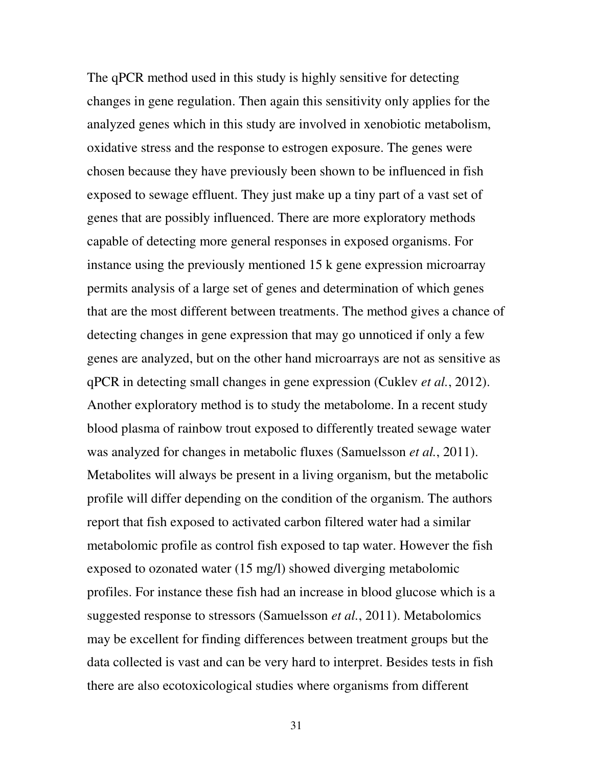The qPCR method used in this study is highly sensitive for detecting changes in gene regulation. Then again this sensitivity only applies for the analyzed genes which in this study are involved in xenobiotic metabolism, oxidative stress and the response to estrogen exposure. The genes were chosen because they have previously been shown to be influenced in fish exposed to sewage effluent. They just make up a tiny part of a vast set of genes that are possibly influenced. There are more exploratory methods capable of detecting more general responses in exposed organisms. For instance using the previously mentioned 15 k gene expression microarray permits analysis of a large set of genes and determination of which genes that are the most different between treatments. The method gives a chance of detecting changes in gene expression that may go unnoticed if only a few genes are analyzed, but on the other hand microarrays are not as sensitive as qPCR in detecting small changes in gene expression (Cuklev *et al.*, 2012). Another exploratory method is to study the metabolome. In a recent study blood plasma of rainbow trout exposed to differently treated sewage water was analyzed for changes in metabolic fluxes (Samuelsson *et al.*, 2011). Metabolites will always be present in a living organism, but the metabolic profile will differ depending on the condition of the organism. The authors report that fish exposed to activated carbon filtered water had a similar metabolomic profile as control fish exposed to tap water. However the fish exposed to ozonated water (15 mg/l) showed diverging metabolomic profiles. For instance these fish had an increase in blood glucose which is a suggested response to stressors (Samuelsson *et al.*, 2011). Metabolomics may be excellent for finding differences between treatment groups but the data collected is vast and can be very hard to interpret. Besides tests in fish there are also ecotoxicological studies where organisms from different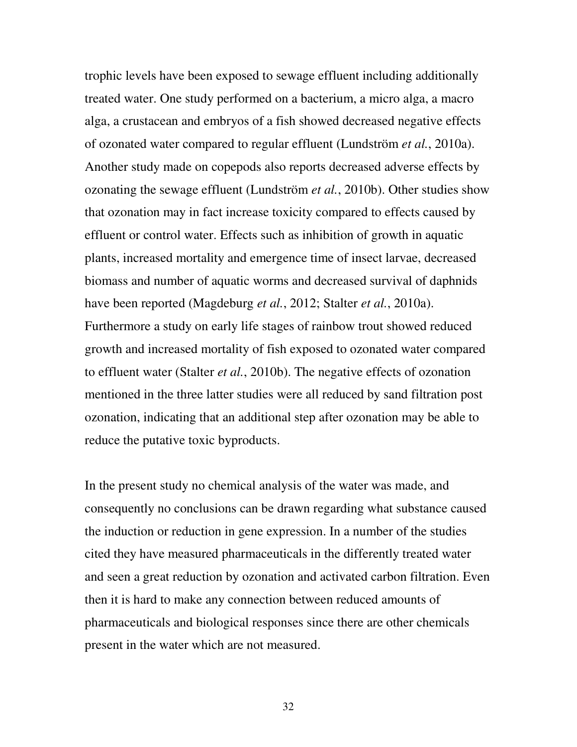trophic levels have been exposed to sewage effluent including additionally treated water. One study performed on a bacterium, a micro alga, a macro alga, a crustacean and embryos of a fish showed decreased negative effects of ozonated water compared to regular effluent (Lundström *et al.*, 2010a). Another study made on copepods also reports decreased adverse effects by ozonating the sewage effluent (Lundström *et al.*, 2010b). Other studies show that ozonation may in fact increase toxicity compared to effects caused by effluent or control water. Effects such as inhibition of growth in aquatic plants, increased mortality and emergence time of insect larvae, decreased biomass and number of aquatic worms and decreased survival of daphnids have been reported (Magdeburg *et al.*, 2012; Stalter *et al.*, 2010a). Furthermore a study on early life stages of rainbow trout showed reduced growth and increased mortality of fish exposed to ozonated water compared to effluent water (Stalter *et al.*, 2010b). The negative effects of ozonation mentioned in the three latter studies were all reduced by sand filtration post ozonation, indicating that an additional step after ozonation may be able to reduce the putative toxic byproducts.

In the present study no chemical analysis of the water was made, and consequently no conclusions can be drawn regarding what substance caused the induction or reduction in gene expression. In a number of the studies cited they have measured pharmaceuticals in the differently treated water and seen a great reduction by ozonation and activated carbon filtration. Even then it is hard to make any connection between reduced amounts of pharmaceuticals and biological responses since there are other chemicals present in the water which are not measured.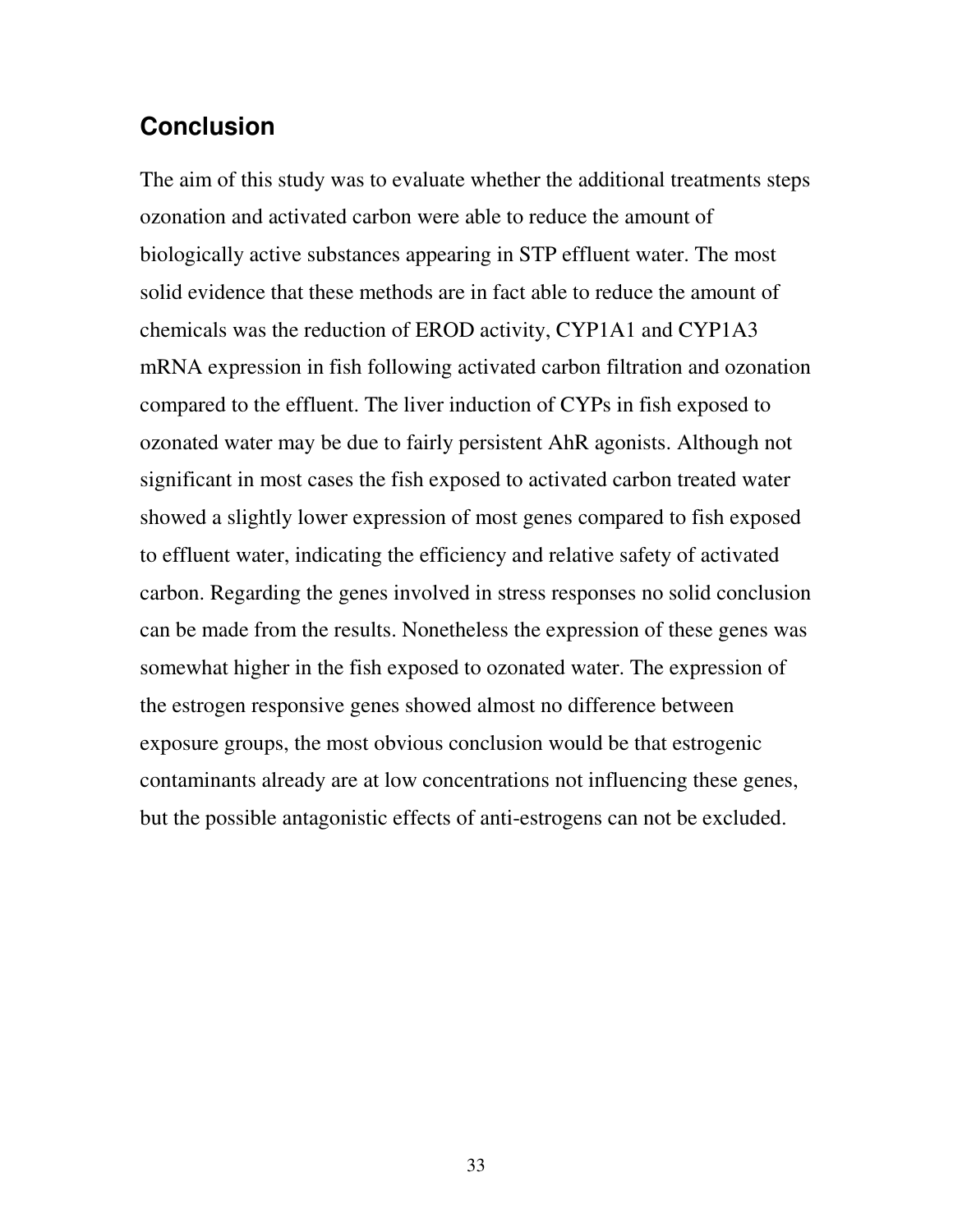## Conclusion

The aim of this study was to evaluate whether the additional treatments steps ozonation and activated carbon were able to reduce the amount of biologically active substances appearing in STP effluent water. The most solid evidence that these methods are in fact able to reduce the amount of chemicals was the reduction of EROD activity, CYP1A1 and CYP1A3 mRNA expression in fish following activated carbon filtration and ozonation compared to the effluent. The liver induction of CYPs in fish exposed to ozonated water may be due to fairly persistent AhR agonists. Although not significant in most cases the fish exposed to activated carbon treated water showed a slightly lower expression of most genes compared to fish exposed to effluent water, indicating the efficiency and relative safety of activated carbon. Regarding the genes involved in stress responses no solid conclusion can be made from the results. Nonetheless the expression of these genes was somewhat higher in the fish exposed to ozonated water. The expression of the estrogen responsive genes showed almost no difference between exposure groups, the most obvious conclusion would be that estrogenic contaminants already are at low concentrations not influencing these genes, but the possible antagonistic effects of anti-estrogens can not be excluded.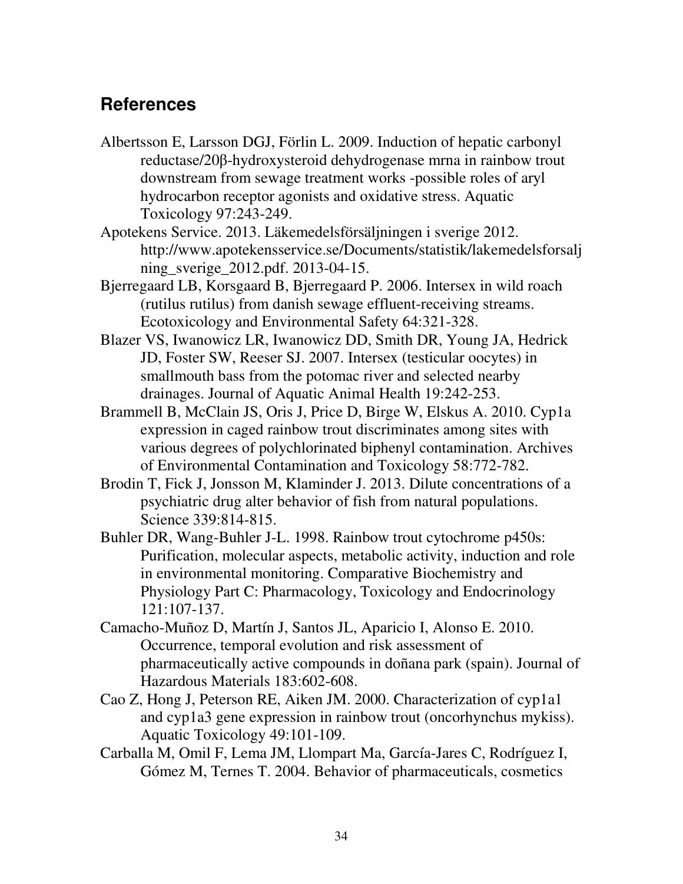## References

Albertsson E, Larsson DGJ, Förlin L. 2009. Induction of hepatic carbonyl reductase/20β-hydroxysteroid dehydrogenase mrna in rainbow trout downstream from sewage treatment works -possible roles of aryl hydrocarbon receptor agonists and oxidative stress. Aquatic Toxicology 97:243-249.

Apotekens Service. 2013. Läkemedelsförsäljningen i sverige 2012. http://www.apotekensservice.se/Documents/statistik/lakemedelsforsaljning_sverige_2012.pdf. 2013-04-15.

Bjerregaard LB, Korsgaard B, Bjerregaard P. 2006. Intersex in wild roach (rutilus rutilus) from danish sewage effluent-receiving streams. Ecotoxicology and Environmental Safety 64:321-328.

Blazer VS, Iwanowicz LR, Iwanowicz DD, Smith DR, Young JA, Hedrick JD, Foster SW, Reeser SJ. 2007. Intersex (testicular oocytes) in smallmouth bass from the potomac river and selected nearby drainages. Journal of Aquatic Animal Health 19:242-253.

Brammell B, McClain JS, Oris J, Price D, Birge W, Elskus A. 2010. Cyp1a expression in caged rainbow trout discriminates among sites with various degrees of polychlorinated biphenyl contamination. Archives of Environmental Contamination and Toxicology 58:772-782.

Brodin T, Fick J, Jonsson M, Klaminder J. 2013. Dilute concentrations of a psychiatric drug alter behavior of fish from natural populations. Science 339:814-815.

Buhler DR, Wang-Buhler J-L. 1998. Rainbow trout cytochrome p450s: Purification, molecular aspects, metabolic activity, induction and role in environmental monitoring. Comparative Biochemistry and Physiology Part C: Pharmacology, Toxicology and Endocrinology 121:107-137.

Camacho-Muñoz D, Martín J, Santos JL, Aparicio I, Alonso E. 2010. Occurrence, temporal evolution and risk assessment of pharmaceutically active compounds in doñana park (spain). Journal of Hazardous Materials 183:602-608.

Cao Z, Hong J, Peterson RE, Aiken JM. 2000. Characterization of cyp1a1 and cyp1a3 gene expression in rainbow trout (oncorhynchus mykiss). Aquatic Toxicology 49:101-109.

Carballa M, Omil F, Lema JM, Llompart Ma, García-Jares C, Rodríguez I, Gómez M, Ternes T. 2004. Behavior of pharmaceuticals, cosmetics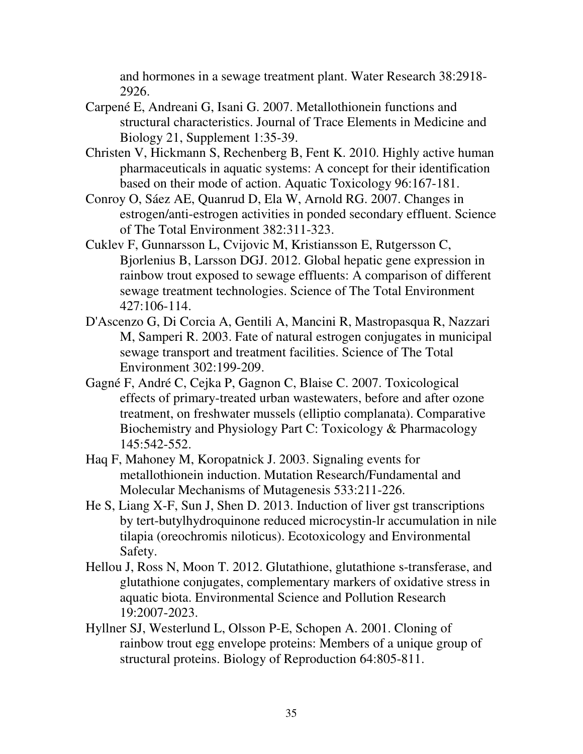and hormones in a sewage treatment plant. Water Research 38:2918-2926.

Carpené E, Andreani G, Isani G. 2007. Metallothionein functions and structural characteristics. Journal of Trace Elements in Medicine and Biology 21, Supplement 1:35-39.

Christen V, Hickmann S, Rechenberg B, Fent K. 2010. Highly active human pharmaceuticals in aquatic systems: A concept for their identification based on their mode of action. Aquatic Toxicology 96:167-181.

Conroy O, Sáez AE, Quanrud D, Ela W, Arnold RG. 2007. Changes in estrogen/anti-estrogen activities in ponded secondary effluent. Science of The Total Environment 382:311-323.

Cuklev F, Gunnarsson L, Cvijovic M, Kristiansson E, Rutgersson C, Bjorlenius B, Larsson DGJ. 2012. Global hepatic gene expression in rainbow trout exposed to sewage effluents: A comparison of different sewage treatment technologies. Science of The Total Environment 427:106-114.

D'Ascenzo G, Di Corcia A, Gentili A, Mancini R, Mastropasqua R, Nazzari M, Samperi R. 2003. Fate of natural estrogen conjugates in municipal sewage transport and treatment facilities. Science of The Total Environment 302:199-209.

Gagné F, André C, Cejka P, Gagnon C, Blaise C. 2007. Toxicological effects of primary-treated urban wastewaters, before and after ozone treatment, on freshwater mussels (elliptio complanata). Comparative Biochemistry and Physiology Part C: Toxicology & Pharmacology 145:542-552.

Haq F, Mahoney M, Koropatnick J. 2003. Signaling events for metallothionein induction. Mutation Research/Fundamental and Molecular Mechanisms of Mutagenesis 533:211-226.

He S, Liang X-F, Sun J, Shen D. 2013. Induction of liver gst transcriptions by tert-butylhydroquinone reduced microcystin-lr accumulation in nile tilapia (oreochromis niloticus). Ecotoxicology and Environmental Safety.

Hellou J, Ross N, Moon T. 2012. Glutathione, glutathione s-transferase, and glutathione conjugates, complementary markers of oxidative stress in aquatic biota. Environmental Science and Pollution Research 19:2007-2023.

Hyllner SJ, Westerlund L, Olsson P-E, Schopen A. 2001. Cloning of rainbow trout egg envelope proteins: Members of a unique group of structural proteins. Biology of Reproduction 64:805-811.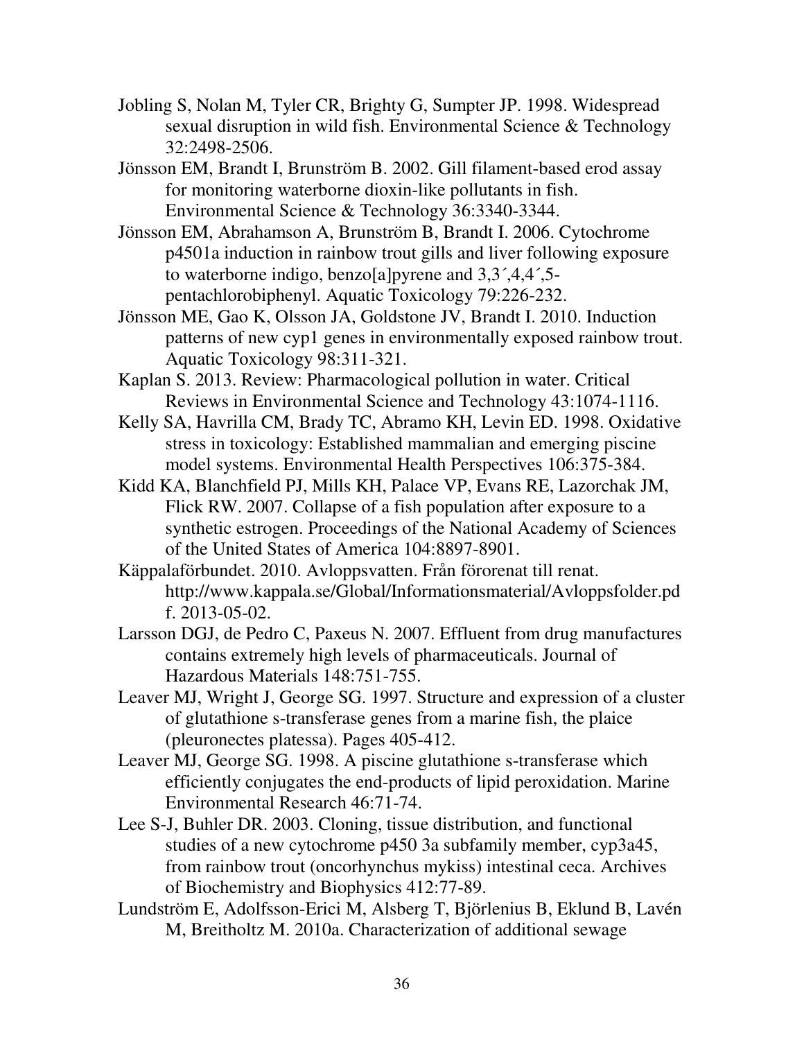Jobling S, Nolan M, Tyler CR, Brighty G, Sumpter JP. 1998. Widespread sexual disruption in wild fish. Environmental Science & Technology 32:2498-2506.

Jönsson EM, Brandt I, Brunström B. 2002. Gill filament-based erod assay for monitoring waterborne dioxin-like pollutants in fish. Environmental Science & Technology 36:3340-3344.

Jönsson EM, Abrahamson A, Brunström B, Brandt I. 2006. Cytochrome p4501a induction in rainbow trout gills and liver following exposure to waterborne indigo, benzo[a]pyrene and 3,3´,4,4´,5-pentachlorobiphenyl. Aquatic Toxicology 79:226-232.

Jönsson ME, Gao K, Olsson JA, Goldstone JV, Brandt I. 2010. Induction patterns of new cyp1 genes in environmentally exposed rainbow trout. Aquatic Toxicology 98:311-321.

Kaplan S. 2013. Review: Pharmacological pollution in water. Critical Reviews in Environmental Science and Technology 43:1074-1116.

Kelly SA, Havrilla CM, Brady TC, Abramo KH, Levin ED. 1998. Oxidative stress in toxicology: Established mammalian and emerging piscine model systems. Environmental Health Perspectives 106:375-384.

Kidd KA, Blanchfield PJ, Mills KH, Palace VP, Evans RE, Lazorchak JM, Flick RW. 2007. Collapse of a fish population after exposure to a synthetic estrogen. Proceedings of the National Academy of Sciences of the United States of America 104:8897-8901.

Käppalaförbundet. 2010. Avloppsvatten. Från förorenat till renat. http://www.kappala.se/Global/Informationsmaterial/Avloppsfolder.pdf. 2013-05-02.

Larsson DGJ, de Pedro C, Paxeus N. 2007. Effluent from drug manufactures contains extremely high levels of pharmaceuticals. Journal of Hazardous Materials 148:751-755.

Leaver MJ, Wright J, George SG. 1997. Structure and expression of a cluster of glutathione s-transferase genes from a marine fish, the plaice (pleuronectes platessa). Pages 405-412.

Leaver MJ, George SG. 1998. A piscine glutathione s-transferase which efficiently conjugates the end-products of lipid peroxidation. Marine Environmental Research 46:71-74.

Lee S-J, Buhler DR. 2003. Cloning, tissue distribution, and functional studies of a new cytochrome p450 3a subfamily member, cyp3a45, from rainbow trout (oncorhynchus mykiss) intestinal ceca. Archives of Biochemistry and Biophysics 412:77-89.

Lundström E, Adolfsson-Erici M, Alsberg T, Björlenius B, Eklund B, Lavén M, Breitholtz M. 2010a. Characterization of additional sewage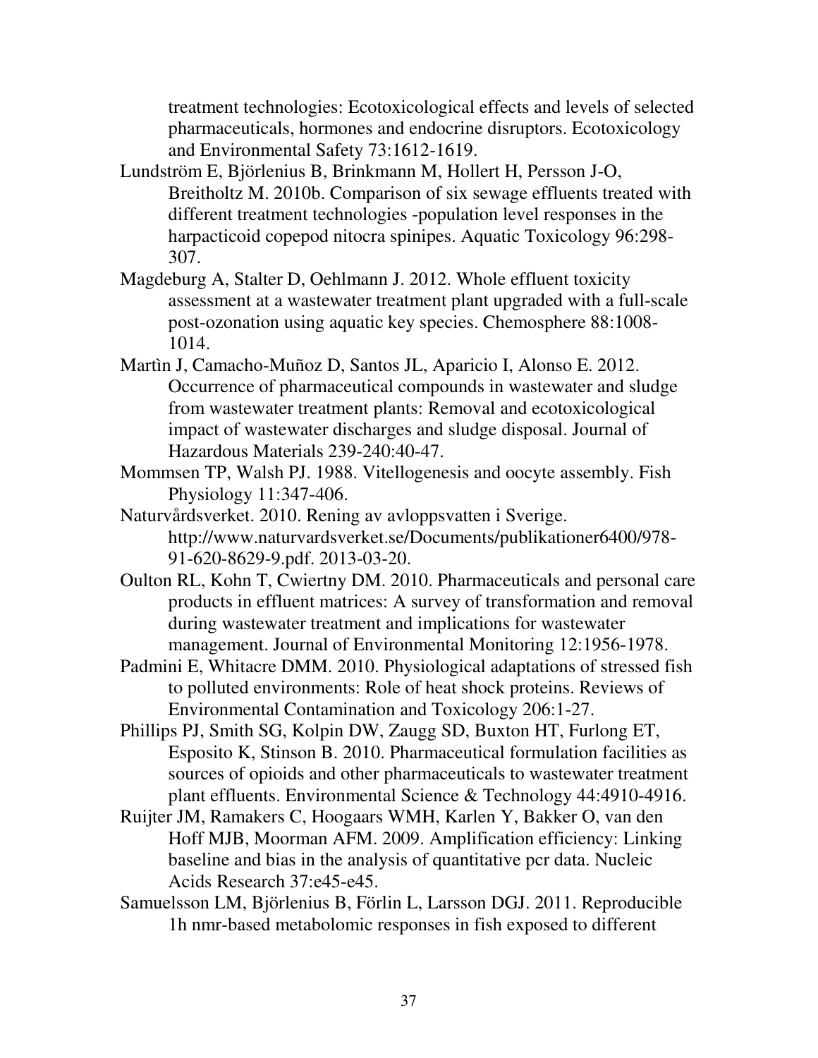treatment technologies: Ecotoxicological effects and levels of selected pharmaceuticals, hormones and endocrine disruptors. Ecotoxicology and Environmental Safety 73:1612-1619.

Lundström E, Björlenius B, Brinkmann M, Hollert H, Persson J-O, Breitholtz M. 2010b. Comparison of six sewage effluents treated with different treatment technologies -population level responses in the harpacticoid copepod nitocra spinipes. Aquatic Toxicology 96:298-307.

Magdeburg A, Stalter D, Oehlmann J. 2012. Whole effluent toxicity assessment at a wastewater treatment plant upgraded with a full-scale post-ozonation using aquatic key species. Chemosphere 88:1008-1014.

Martìn J, Camacho-Muñoz D, Santos JL, Aparicio I, Alonso E. 2012. Occurrence of pharmaceutical compounds in wastewater and sludge from wastewater treatment plants: Removal and ecotoxicological impact of wastewater discharges and sludge disposal. Journal of Hazardous Materials 239-240:40-47.

Mommsen TP, Walsh PJ. 1988. Vitellogenesis and oocyte assembly. Fish Physiology 11:347-406.

Naturvårdsverket. 2010. Rening av avloppsvatten i Sverige. http://www.naturvardsverket.se/Documents/publikationer6400/978-91-620-8629-9.pdf. 2013-03-20.

Oulton RL, Kohn T, Cwiertny DM. 2010. Pharmaceuticals and personal care products in effluent matrices: A survey of transformation and removal during wastewater treatment and implications for wastewater management. Journal of Environmental Monitoring 12:1956-1978.

Padmini E, Whitacre DMM. 2010. Physiological adaptations of stressed fish to polluted environments: Role of heat shock proteins. Reviews of Environmental Contamination and Toxicology 206:1-27.

Phillips PJ, Smith SG, Kolpin DW, Zaugg SD, Buxton HT, Furlong ET, Esposito K, Stinson B. 2010. Pharmaceutical formulation facilities as sources of opioids and other pharmaceuticals to wastewater treatment plant effluents. Environmental Science & Technology 44:4910-4916.

Ruijter JM, Ramakers C, Hoogaars WMH, Karlen Y, Bakker O, van den Hoff MJB, Moorman AFM. 2009. Amplification efficiency: Linking baseline and bias in the analysis of quantitative pcr data. Nucleic Acids Research 37:e45-e45.

Samuelsson LM, Björlenius B, Förlin L, Larsson DGJ. 2011. Reproducible 1h nmr-based metabolomic responses in fish exposed to different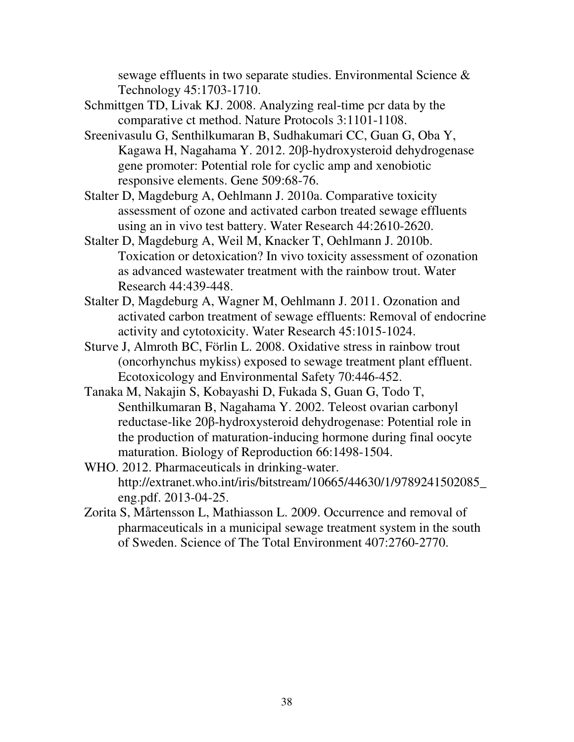sewage effluents in two separate studies. Environmental Science & Technology 45:1703-1710.

Schmittgen TD, Livak KJ. 2008. Analyzing real-time pcr data by the comparative ct method. Nature Protocols 3:1101-1108.

Sreenivasulu G, Senthilkumaran B, Sudhakumari CC, Guan G, Oba Y, Kagawa H, Nagahama Y. 2012. 20β-hydroxysteroid dehydrogenase gene promoter: Potential role for cyclic amp and xenobiotic responsive elements. Gene 509:68-76.

Stalter D, Magdeburg A, Oehlmann J. 2010a. Comparative toxicity assessment of ozone and activated carbon treated sewage effluents using an in vivo test battery. Water Research 44:2610-2620.

Stalter D, Magdeburg A, Weil M, Knacker T, Oehlmann J. 2010b. Toxication or detoxication? In vivo toxicity assessment of ozonation as advanced wastewater treatment with the rainbow trout. Water Research 44:439-448.

Stalter D, Magdeburg A, Wagner M, Oehlmann J. 2011. Ozonation and activated carbon treatment of sewage effluents: Removal of endocrine activity and cytotoxicity. Water Research 45:1015-1024.

Sturve J, Almroth BC, Förlin L. 2008. Oxidative stress in rainbow trout (oncorhynchus mykiss) exposed to sewage treatment plant effluent. Ecotoxicology and Environmental Safety 70:446-452.

Tanaka M, Nakajin S, Kobayashi D, Fukada S, Guan G, Todo T, Senthilkumaran B, Nagahama Y. 2002. Teleost ovarian carbonyl reductase-like 20β-hydroxysteroid dehydrogenase: Potential role in the production of maturation-inducing hormone during final oocyte maturation. Biology of Reproduction 66:1498-1504.

WHO. 2012. Pharmaceuticals in drinking-water. http://extranet.who.int/iris/bitstream/10665/44630/1/9789241502085_eng.pdf. 2013-04-25.

Zorita S, Mårtensson L, Mathiasson L. 2009. Occurrence and removal of pharmaceuticals in a municipal sewage treatment system in the south of Sweden. Science of The Total Environment 407:2760-2770.